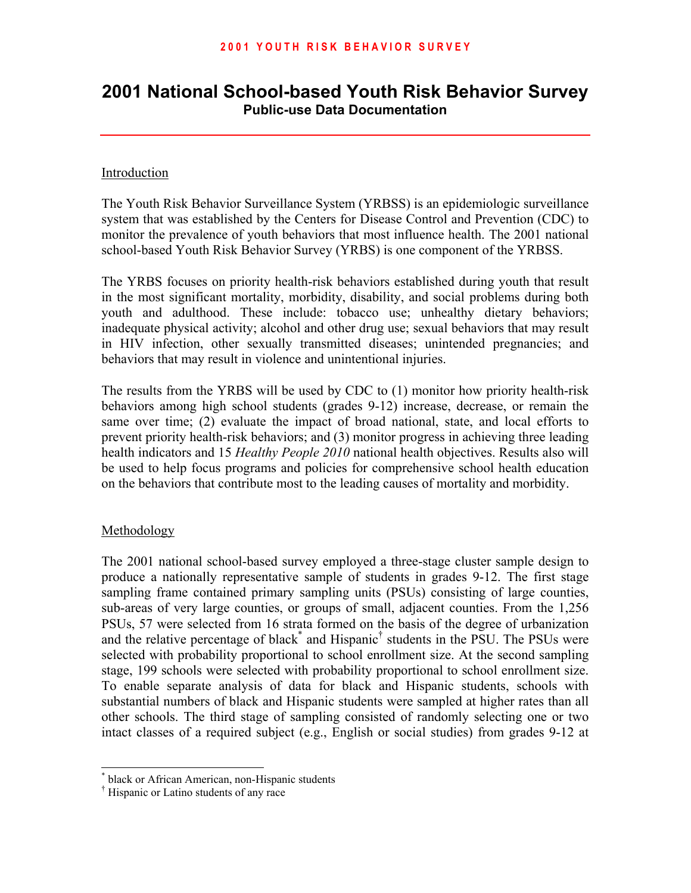# 2001 National School-based Youth Risk Behavior Survey

**Public-use Data Documentation**

## Introduction

The Youth Risk Behavior Surveillance System (YRBSS) is an epidemiologic surveillance system that was established by the Centers for Disease Control and Prevention (CDC) to monitor the prevalence of youth behaviors that most influence health. The 2001 national school-based Youth Risk Behavior Survey (YRBS) is one component of the YRBSS.

The YRBS focuses on priority health-risk behaviors established during youth that result in the most significant mortality, morbidity, disability, and social problems during both youth and adulthood. These include: tobacco use; unhealthy dietary behaviors; inadequate physical activity; alcohol and other drug use; sexual behaviors that may result in HIV infection, other sexually transmitted diseases; unintended pregnancies; and behaviors that may result in violence and unintentional injuries.

The results from the YRBS will be used by CDC to (1) monitor how priority health-risk behaviors among high school students (grades 9-12) increase, decrease, or remain the same over time; (2) evaluate the impact of broad national, state, and local efforts to prevent priority health-risk behaviors; and (3) monitor progress in achieving three leading health indicators and 15 *Healthy People 2010* national health objectives. Results also will be used to help focus programs and policies for comprehensive school health education on the behaviors that contribute most to the leading causes of mortality and morbidity.

## Methodology

The 2001 national school-based survey employed a three-stage cluster sample design to produce a nationally representative sample of students in grades 9-12. The first stage sampling frame contained primary sampling units (PSUs) consisting of large counties, sub-areas of very large counties, or groups of small, adjacent counties. From the 1,256 PSUs, 57 were selected from 16 strata formed on the basis of the degree of urbanization and the relative percentage of black[*] and Hispanic[†] students in the PSU. The PSUs were selected with probability proportional to school enrollment size. At the second sampling stage, 199 schools were selected with probability proportional to school enrollment size. To enable separate analysis of data for black and Hispanic students, schools with substantial numbers of black and Hispanic students were sampled at higher rates than all other schools. The third stage of sampling consisted of randomly selecting one or two intact classes of a required subject (e.g., English or social studies) from grades 9-12 at

[*] black or African American, non-Hispanic students

[†] Hispanic or Latino students of any race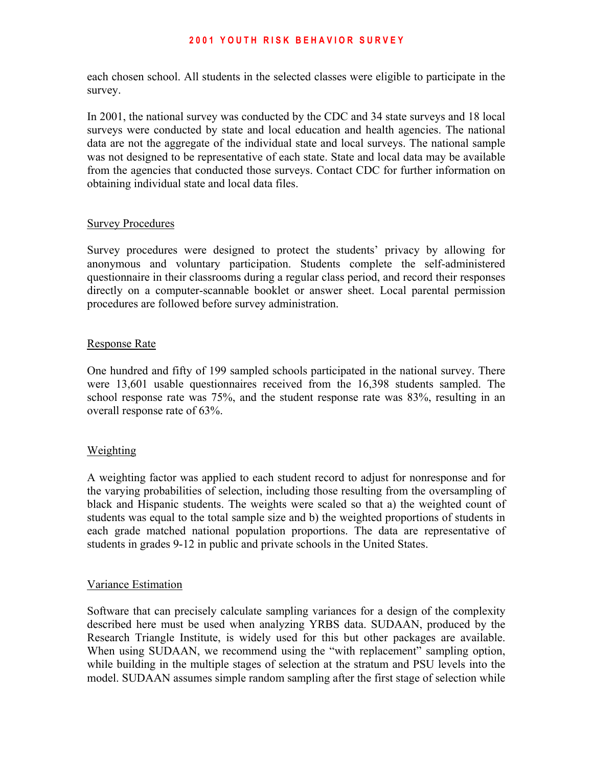each chosen school. All students in the selected classes were eligible to participate in the survey.

In 2001, the national survey was conducted by the CDC and 34 state surveys and 18 local surveys were conducted by state and local education and health agencies. The national data are not the aggregate of the individual state and local surveys. The national sample was not designed to be representative of each state. State and local data may be available from the agencies that conducted those surveys. Contact CDC for further information on obtaining individual state and local data files.

## Survey Procedures

Survey procedures were designed to protect the students' privacy by allowing for anonymous and voluntary participation. Students complete the self-administered questionnaire in their classrooms during a regular class period, and record their responses directly on a computer-scannable booklet or answer sheet. Local parental permission procedures are followed before survey administration.

## Response Rate

One hundred and fifty of 199 sampled schools participated in the national survey. There were 13,601 usable questionnaires received from the 16,398 students sampled. The school response rate was 75%, and the student response rate was 83%, resulting in an overall response rate of 63%.

## Weighting

A weighting factor was applied to each student record to adjust for nonresponse and for the varying probabilities of selection, including those resulting from the oversampling of black and Hispanic students. The weights were scaled so that a) the weighted count of students was equal to the total sample size and b) the weighted proportions of students in each grade matched national population proportions. The data are representative of students in grades 9-12 in public and private schools in the United States.

## Variance Estimation

Software that can precisely calculate sampling variances for a design of the complexity described here must be used when analyzing YRBS data. SUDAAN, produced by the Research Triangle Institute, is widely used for this but other packages are available. When using SUDAAN, we recommend using the "with replacement" sampling option, while building in the multiple stages of selection at the stratum and PSU levels into the model. SUDAAN assumes simple random sampling after the first stage of selection while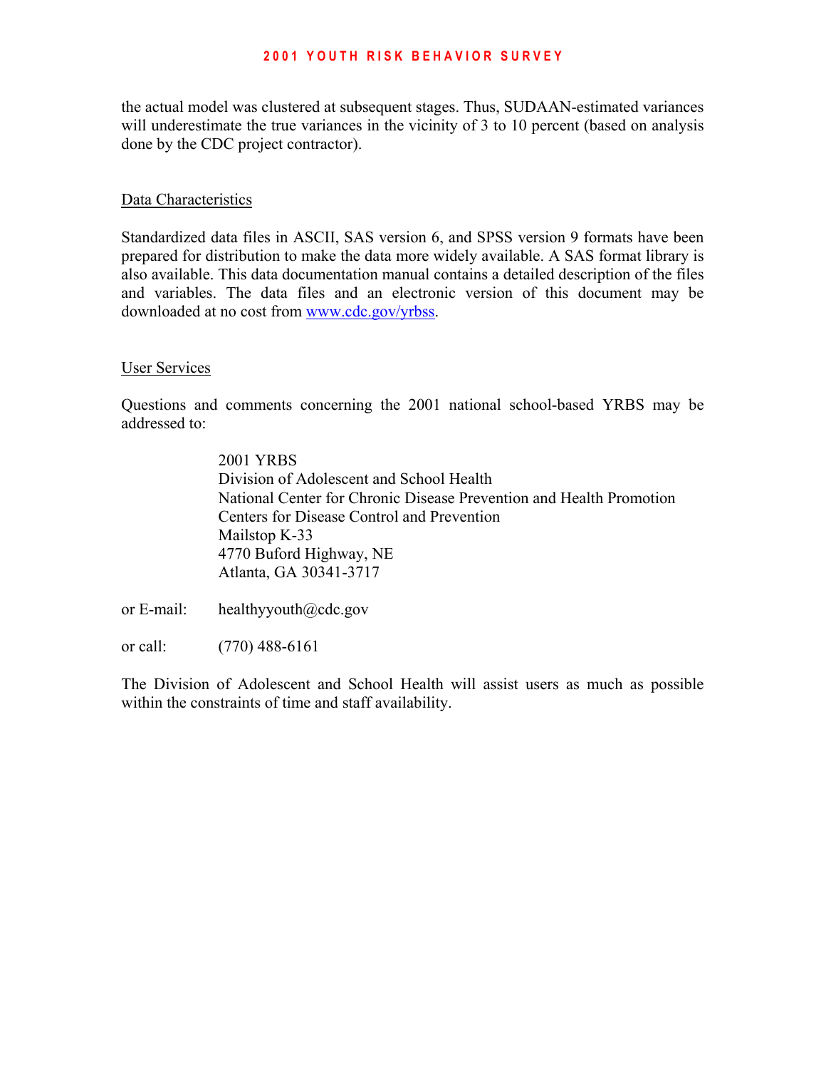the actual model was clustered at subsequent stages. Thus, SUDAAN-estimated variances will underestimate the true variances in the vicinity of 3 to 10 percent (based on analysis done by the CDC project contractor).

## Data Characteristics

Standardized data files in ASCII, SAS version 6, and SPSS version 9 formats have been prepared for distribution to make the data more widely available. A SAS format library is also available. This data documentation manual contains a detailed description of the files and variables. The data files and an electronic version of this document may be downloaded at no cost from [www.cdc.gov/yrbss](www.cdc.gov/yrbss).

## User Services

Questions and comments concerning the 2001 national school-based YRBS may be addressed to:

> 2001 YRBS
> Division of Adolescent and School Health
> National Center for Chronic Disease Prevention and Health Promotion
> Centers for Disease Control and Prevention
> Mailstop K-33
> 4770 Buford Highway, NE
> Atlanta, GA 30341-3717

or E-mail: healthyyouth@cdc.gov

or call: (770) 488-6161

The Division of Adolescent and School Health will assist users as much as possible within the constraints of time and staff availability.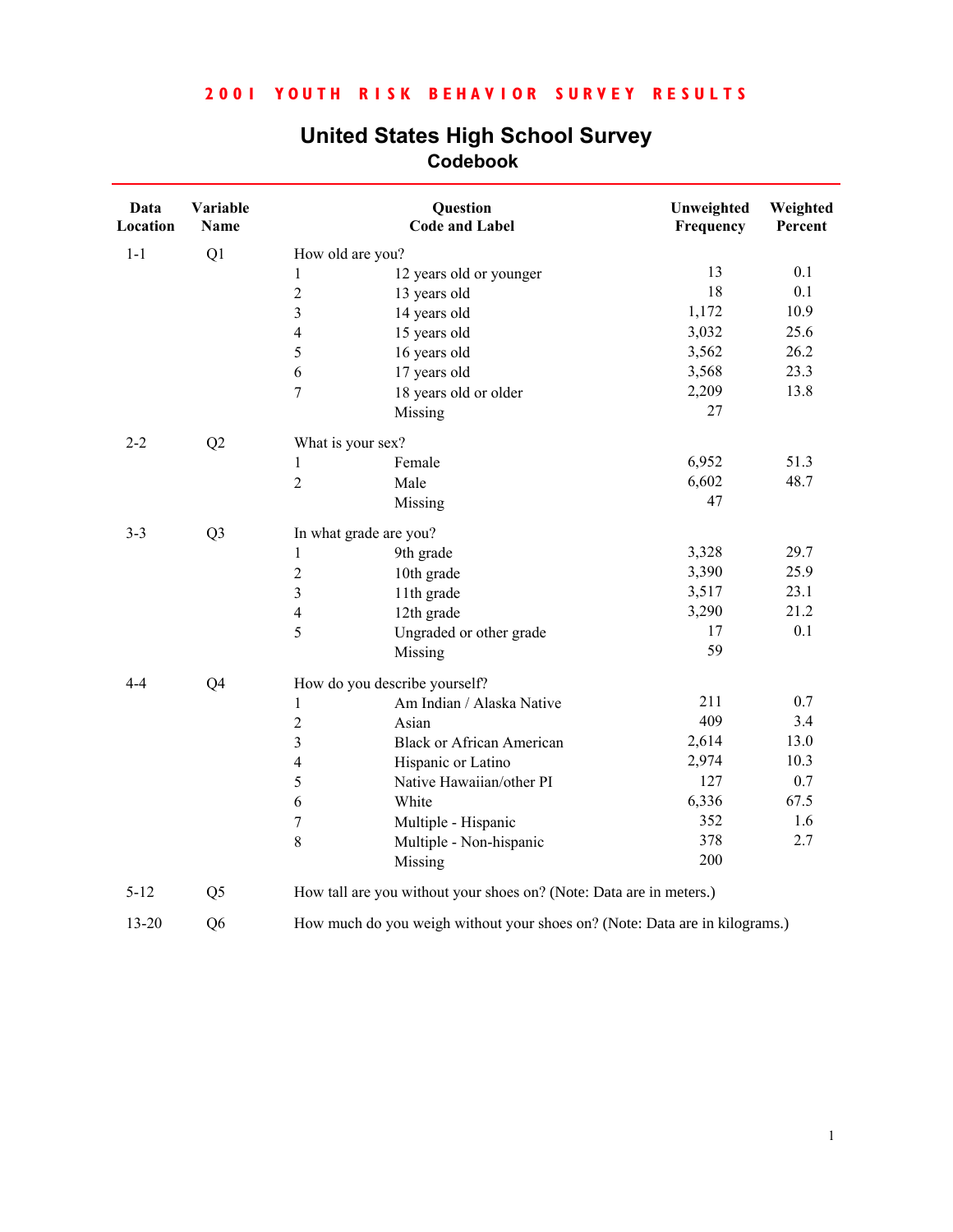**2001 YOUTH RISK BEHAVIOR SURVEY RESULTS**

# United States High School Survey

## Codebook

| Data Location | Variable Name | Question Code and Label | | Unweighted Frequency | Weighted Percent |
|---|---|---|---|---|---|
| 1-1 | Q1 | How old are you? | | | |
| | | 1 | 12 years old or younger | 13 | 0.1 |
| | | 2 | 13 years old | 18 | 0.1 |
| | | 3 | 14 years old | 1,172 | 10.9 |
| | | 4 | 15 years old | 3,032 | 25.6 |
| | | 5 | 16 years old | 3,562 | 26.2 |
| | | 6 | 17 years old | 3,568 | 23.3 |
| | | 7 | 18 years old or older | 2,209 | 13.8 |
| | | | Missing | 27 | |
| 2-2 | Q2 | What is your sex? | | | |
| | | 1 | Female | 6,952 | 51.3 |
| | | 2 | Male | 6,602 | 48.7 |
| | | | Missing | 47 | |
| 3-3 | Q3 | In what grade are you? | | | |
| | | 1 | 9th grade | 3,328 | 29.7 |
| | | 2 | 10th grade | 3,390 | 25.9 |
| | | 3 | 11th grade | 3,517 | 23.1 |
| | | 4 | 12th grade | 3,290 | 21.2 |
| | | 5 | Ungraded or other grade | 17 | 0.1 |
| | | | Missing | 59 | |
| 4-4 | Q4 | How do you describe yourself? | | | |
| | | 1 | Am Indian / Alaska Native | 211 | 0.7 |
| | | 2 | Asian | 409 | 3.4 |
| | | 3 | Black or African American | 2,614 | 13.0 |
| | | 4 | Hispanic or Latino | 2,974 | 10.3 |
| | | 5 | Native Hawaiian/other PI | 127 | 0.7 |
| | | 6 | White | 6,336 | 67.5 |
| | | 7 | Multiple - Hispanic | 352 | 1.6 |
| | | 8 | Multiple - Non-hispanic | 378 | 2.7 |
| | | | Missing | 200 | |
| 5-12 | Q5 | How tall are you without your shoes on? (Note: Data are in meters.) | | | |
| 13-20 | Q6 | How much do you weigh without your shoes on? (Note: Data are in kilograms.) | | | |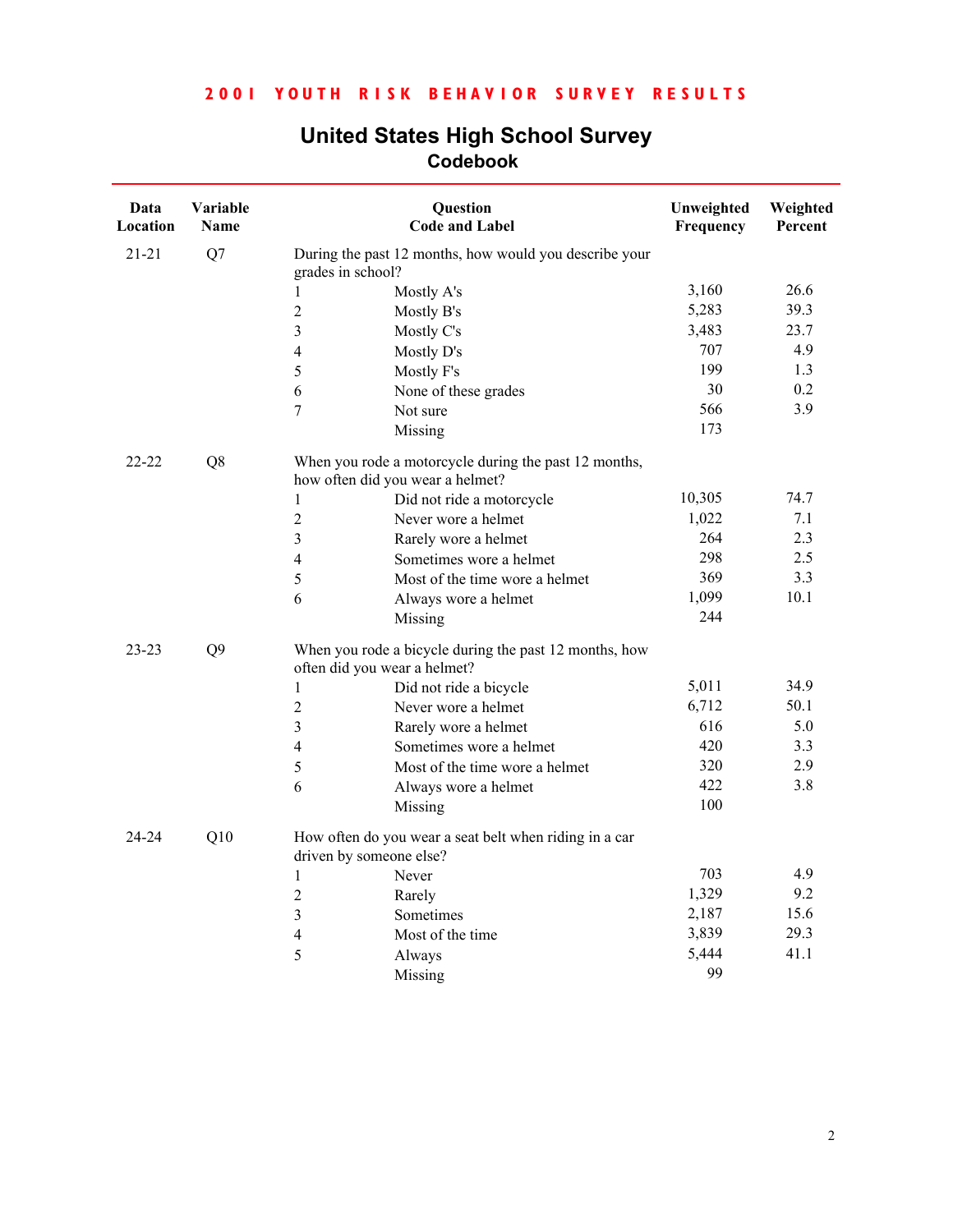**2001 YOUTH RISK BEHAVIOR SURVEY RESULTS**

# United States High School Survey
## Codebook

| Data Location | Variable Name | Question Code and Label | | Unweighted Frequency | Weighted Percent |
|---|---|---|---|---|---|
| 21-21 | Q7 | During the past 12 months, how would you describe your grades in school? | | | |
| | | 1 | Mostly A's | 3,160 | 26.6 |
| | | 2 | Mostly B's | 5,283 | 39.3 |
| | | 3 | Mostly C's | 3,483 | 23.7 |
| | | 4 | Mostly D's | 707 | 4.9 |
| | | 5 | Mostly F's | 199 | 1.3 |
| | | 6 | None of these grades | 30 | 0.2 |
| | | 7 | Not sure | 566 | 3.9 |
| | | | Missing | 173 | |
| 22-22 | Q8 | When you rode a motorcycle during the past 12 months, how often did you wear a helmet? | | | |
| | | 1 | Did not ride a motorcycle | 10,305 | 74.7 |
| | | 2 | Never wore a helmet | 1,022 | 7.1 |
| | | 3 | Rarely wore a helmet | 264 | 2.3 |
| | | 4 | Sometimes wore a helmet | 298 | 2.5 |
| | | 5 | Most of the time wore a helmet | 369 | 3.3 |
| | | 6 | Always wore a helmet | 1,099 | 10.1 |
| | | | Missing | 244 | |
| 23-23 | Q9 | When you rode a bicycle during the past 12 months, how often did you wear a helmet? | | | |
| | | 1 | Did not ride a bicycle | 5,011 | 34.9 |
| | | 2 | Never wore a helmet | 6,712 | 50.1 |
| | | 3 | Rarely wore a helmet | 616 | 5.0 |
| | | 4 | Sometimes wore a helmet | 420 | 3.3 |
| | | 5 | Most of the time wore a helmet | 320 | 2.9 |
| | | 6 | Always wore a helmet | 422 | 3.8 |
| | | | Missing | 100 | |
| 24-24 | Q10 | How often do you wear a seat belt when riding in a car driven by someone else? | | | |
| | | 1 | Never | 703 | 4.9 |
| | | 2 | Rarely | 1,329 | 9.2 |
| | | 3 | Sometimes | 2,187 | 15.6 |
| | | 4 | Most of the time | 3,839 | 29.3 |
| | | 5 | Always | 5,444 | 41.1 |
| | | | Missing | 99 | |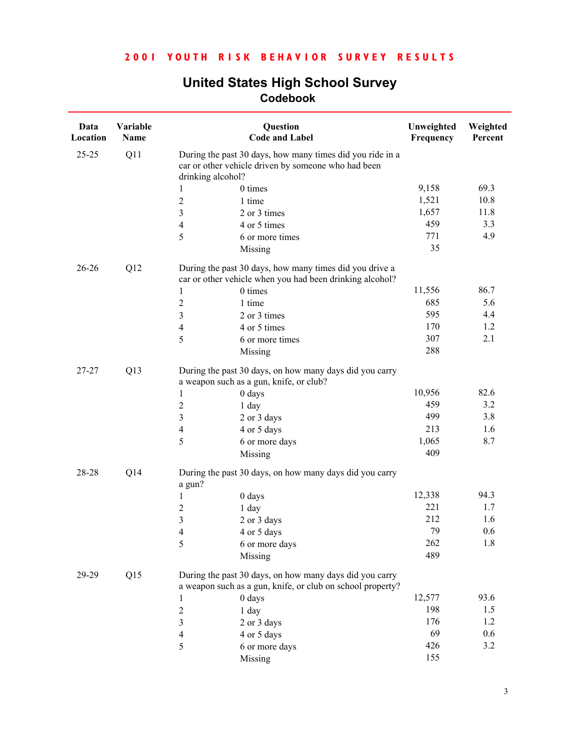## 2001 YOUTH RISK BEHAVIOR SURVEY RESULTS

# United States High School Survey

## Codebook

| Data Location | Variable Name | Question Code and Label | | Unweighted Frequency | Weighted Percent |
|---|---|---|---|---|---|
| 25-25 | Q11 | During the past 30 days, how many times did you ride in a car or other vehicle driven by someone who had been drinking alcohol? | | | |
| | | 1 | 0 times | 9,158 | 69.3 |
| | | 2 | 1 time | 1,521 | 10.8 |
| | | 3 | 2 or 3 times | 1,657 | 11.8 |
| | | 4 | 4 or 5 times | 459 | 3.3 |
| | | 5 | 6 or more times | 771 | 4.9 |
| | | | Missing | 35 | |
| 26-26 | Q12 | During the past 30 days, how many times did you drive a car or other vehicle when you had been drinking alcohol? | | | |
| | | 1 | 0 times | 11,556 | 86.7 |
| | | 2 | 1 time | 685 | 5.6 |
| | | 3 | 2 or 3 times | 595 | 4.4 |
| | | 4 | 4 or 5 times | 170 | 1.2 |
| | | 5 | 6 or more times | 307 | 2.1 |
| | | | Missing | 288 | |
| 27-27 | Q13 | During the past 30 days, on how many days did you carry a weapon such as a gun, knife, or club? | | | |
| | | 1 | 0 days | 10,956 | 82.6 |
| | | 2 | 1 day | 459 | 3.2 |
| | | 3 | 2 or 3 days | 499 | 3.8 |
| | | 4 | 4 or 5 days | 213 | 1.6 |
| | | 5 | 6 or more days | 1,065 | 8.7 |
| | | | Missing | 409 | |
| 28-28 | Q14 | During the past 30 days, on how many days did you carry a gun? | | | |
| | | 1 | 0 days | 12,338 | 94.3 |
| | | 2 | 1 day | 221 | 1.7 |
| | | 3 | 2 or 3 days | 212 | 1.6 |
| | | 4 | 4 or 5 days | 79 | 0.6 |
| | | 5 | 6 or more days | 262 | 1.8 |
| | | | Missing | 489 | |
| 29-29 | Q15 | During the past 30 days, on how many days did you carry a weapon such as a gun, knife, or club on school property? | | | |
| | | 1 | 0 days | 12,577 | 93.6 |
| | | 2 | 1 day | 198 | 1.5 |
| | | 3 | 2 or 3 days | 176 | 1.2 |
| | | 4 | 4 or 5 days | 69 | 0.6 |
| | | 5 | 6 or more days | 426 | 3.2 |
| | | | Missing | 155 | |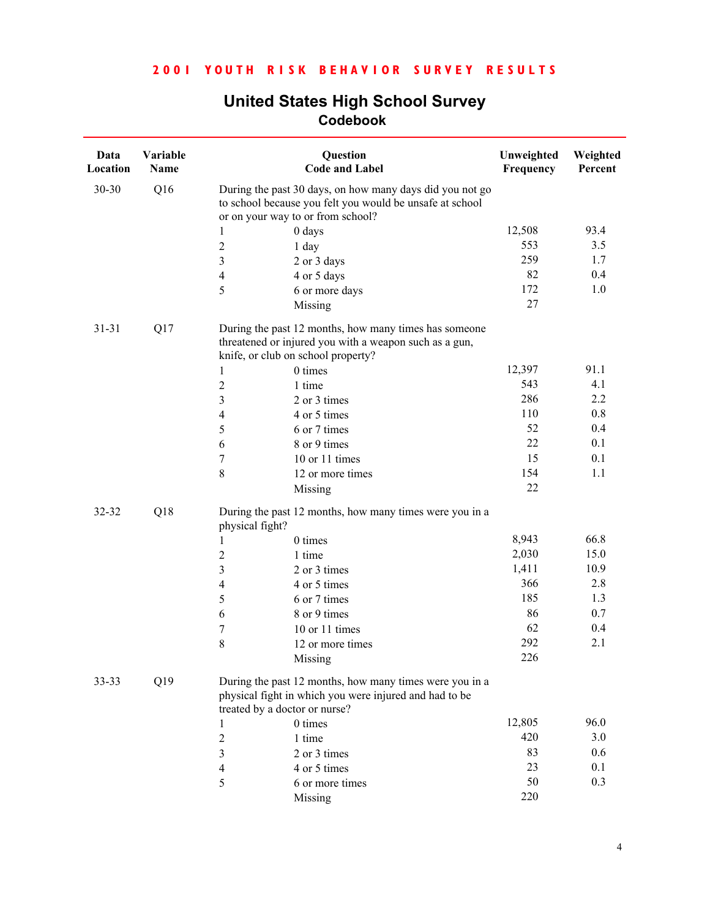## 2001 YOUTH RISK BEHAVIOR SURVEY RESULTS

# United States High School Survey
## Codebook

| Data Location | Variable Name | Question Code and Label | | Unweighted Frequency | Weighted Percent |
|---|---|---|---|---|---|
| 30-30 | Q16 | During the past 30 days, on how many days did you not go to school because you felt you would be unsafe at school or on your way to or from school? | | | |
| | | 1 | 0 days | 12,508 | 93.4 |
| | | 2 | 1 day | 553 | 3.5 |
| | | 3 | 2 or 3 days | 259 | 1.7 |
| | | 4 | 4 or 5 days | 82 | 0.4 |
| | | 5 | 6 or more days | 172 | 1.0 |
| | | | Missing | 27 | |
| 31-31 | Q17 | During the past 12 months, how many times has someone threatened or injured you with a weapon such as a gun, knife, or club on school property? | | | |
| | | 1 | 0 times | 12,397 | 91.1 |
| | | 2 | 1 time | 543 | 4.1 |
| | | 3 | 2 or 3 times | 286 | 2.2 |
| | | 4 | 4 or 5 times | 110 | 0.8 |
| | | 5 | 6 or 7 times | 52 | 0.4 |
| | | 6 | 8 or 9 times | 22 | 0.1 |
| | | 7 | 10 or 11 times | 15 | 0.1 |
| | | 8 | 12 or more times | 154 | 1.1 |
| | | | Missing | 22 | |
| 32-32 | Q18 | During the past 12 months, how many times were you in a physical fight? | | | |
| | | 1 | 0 times | 8,943 | 66.8 |
| | | 2 | 1 time | 2,030 | 15.0 |
| | | 3 | 2 or 3 times | 1,411 | 10.9 |
| | | 4 | 4 or 5 times | 366 | 2.8 |
| | | 5 | 6 or 7 times | 185 | 1.3 |
| | | 6 | 8 or 9 times | 86 | 0.7 |
| | | 7 | 10 or 11 times | 62 | 0.4 |
| | | 8 | 12 or more times | 292 | 2.1 |
| | | | Missing | 226 | |
| 33-33 | Q19 | During the past 12 months, how many times were you in a physical fight in which you were injured and had to be treated by a doctor or nurse? | | | |
| | | 1 | 0 times | 12,805 | 96.0 |
| | | 2 | 1 time | 420 | 3.0 |
| | | 3 | 2 or 3 times | 83 | 0.6 |
| | | 4 | 4 or 5 times | 23 | 0.1 |
| | | 5 | 6 or more times | 50 | 0.3 |
| | | | Missing | 220 | |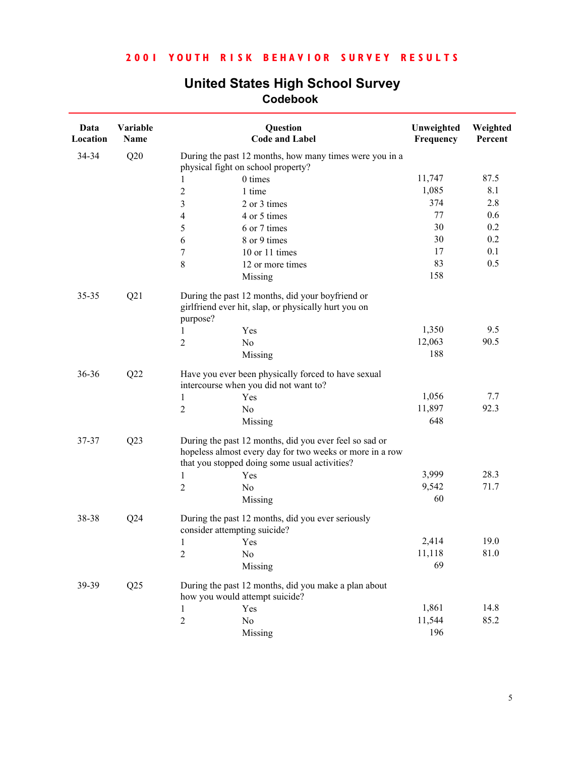## 2001 YOUTH RISK BEHAVIOR SURVEY RESULTS

# United States High School Survey
## Codebook

| Data Location | Variable Name | Question Code and Label | | Unweighted Frequency | Weighted Percent |
|---|---|---|---|---|---|
| 34-34 | Q20 | During the past 12 months, how many times were you in a physical fight on school property? | | | |
| | | 1 | 0 times | 11,747 | 87.5 |
| | | 2 | 1 time | 1,085 | 8.1 |
| | | 3 | 2 or 3 times | 374 | 2.8 |
| | | 4 | 4 or 5 times | 77 | 0.6 |
| | | 5 | 6 or 7 times | 30 | 0.2 |
| | | 6 | 8 or 9 times | 30 | 0.2 |
| | | 7 | 10 or 11 times | 17 | 0.1 |
| | | 8 | 12 or more times | 83 | 0.5 |
| | | | Missing | 158 | |
| 35-35 | Q21 | During the past 12 months, did your boyfriend or girlfriend ever hit, slap, or physically hurt you on purpose? | | | |
| | | 1 | Yes | 1,350 | 9.5 |
| | | 2 | No | 12,063 | 90.5 |
| | | | Missing | 188 | |
| 36-36 | Q22 | Have you ever been physically forced to have sexual intercourse when you did not want to? | | | |
| | | 1 | Yes | 1,056 | 7.7 |
| | | 2 | No | 11,897 | 92.3 |
| | | | Missing | 648 | |
| 37-37 | Q23 | During the past 12 months, did you ever feel so sad or hopeless almost every day for two weeks or more in a row that you stopped doing some usual activities? | | | |
| | | 1 | Yes | 3,999 | 28.3 |
| | | 2 | No | 9,542 | 71.7 |
| | | | Missing | 60 | |
| 38-38 | Q24 | During the past 12 months, did you ever seriously consider attempting suicide? | | | |
| | | 1 | Yes | 2,414 | 19.0 |
| | | 2 | No | 11,118 | 81.0 |
| | | | Missing | 69 | |
| 39-39 | Q25 | During the past 12 months, did you make a plan about how you would attempt suicide? | | | |
| | | 1 | Yes | 1,861 | 14.8 |
| | | 2 | No | 11,544 | 85.2 |
| | | | Missing | 196 | |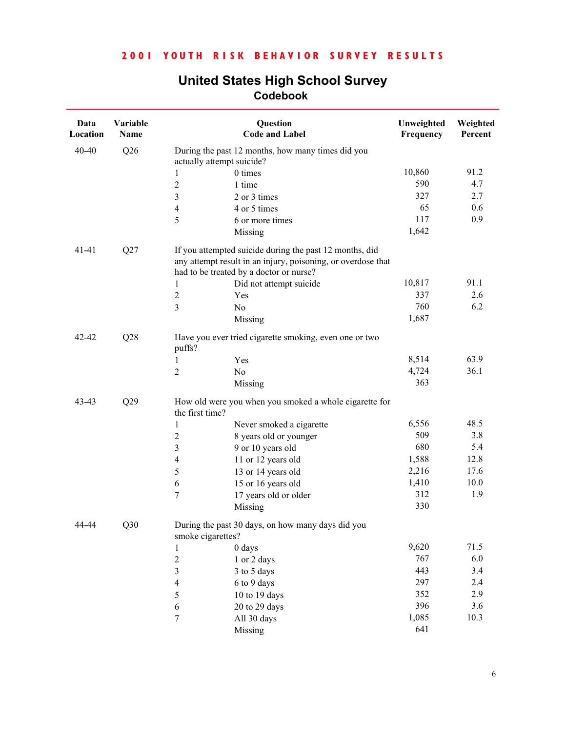## 2001 YOUTH RISK BEHAVIOR SURVEY RESULTS

# United States High School Survey
## Codebook

| Data Location | Variable Name | Question Code and Label | | Unweighted Frequency | Weighted Percent |
|---|---|---|---|---|---|
| 40-40 | Q26 | During the past 12 months, how many times did you actually attempt suicide? | | | |
| | | 1 | 0 times | 10,860 | 91.2 |
| | | 2 | 1 time | 590 | 4.7 |
| | | 3 | 2 or 3 times | 327 | 2.7 |
| | | 4 | 4 or 5 times | 65 | 0.6 |
| | | 5 | 6 or more times | 117 | 0.9 |
| | | | Missing | 1,642 | |
| 41-41 | Q27 | If you attempted suicide during the past 12 months, did any attempt result in an injury, poisoning, or overdose that had to be treated by a doctor or nurse? | | | |
| | | 1 | Did not attempt suicide | 10,817 | 91.1 |
| | | 2 | Yes | 337 | 2.6 |
| | | 3 | No | 760 | 6.2 |
| | | | Missing | 1,687 | |
| 42-42 | Q28 | Have you ever tried cigarette smoking, even one or two puffs? | | | |
| | | 1 | Yes | 8,514 | 63.9 |
| | | 2 | No | 4,724 | 36.1 |
| | | | Missing | 363 | |
| 43-43 | Q29 | How old were you when you smoked a whole cigarette for the first time? | | | |
| | | 1 | Never smoked a cigarette | 6,556 | 48.5 |
| | | 2 | 8 years old or younger | 509 | 3.8 |
| | | 3 | 9 or 10 years old | 680 | 5.4 |
| | | 4 | 11 or 12 years old | 1,588 | 12.8 |
| | | 5 | 13 or 14 years old | 2,216 | 17.6 |
| | | 6 | 15 or 16 years old | 1,410 | 10.0 |
| | | 7 | 17 years old or older | 312 | 1.9 |
| | | | Missing | 330 | |
| 44-44 | Q30 | During the past 30 days, on how many days did you smoke cigarettes? | | | |
| | | 1 | 0 days | 9,620 | 71.5 |
| | | 2 | 1 or 2 days | 767 | 6.0 |
| | | 3 | 3 to 5 days | 443 | 3.4 |
| | | 4 | 6 to 9 days | 297 | 2.4 |
| | | 5 | 10 to 19 days | 352 | 2.9 |
| | | 6 | 20 to 29 days | 396 | 3.6 |
| | | 7 | All 30 days | 1,085 | 10.3 |
| | | | Missing | 641 | |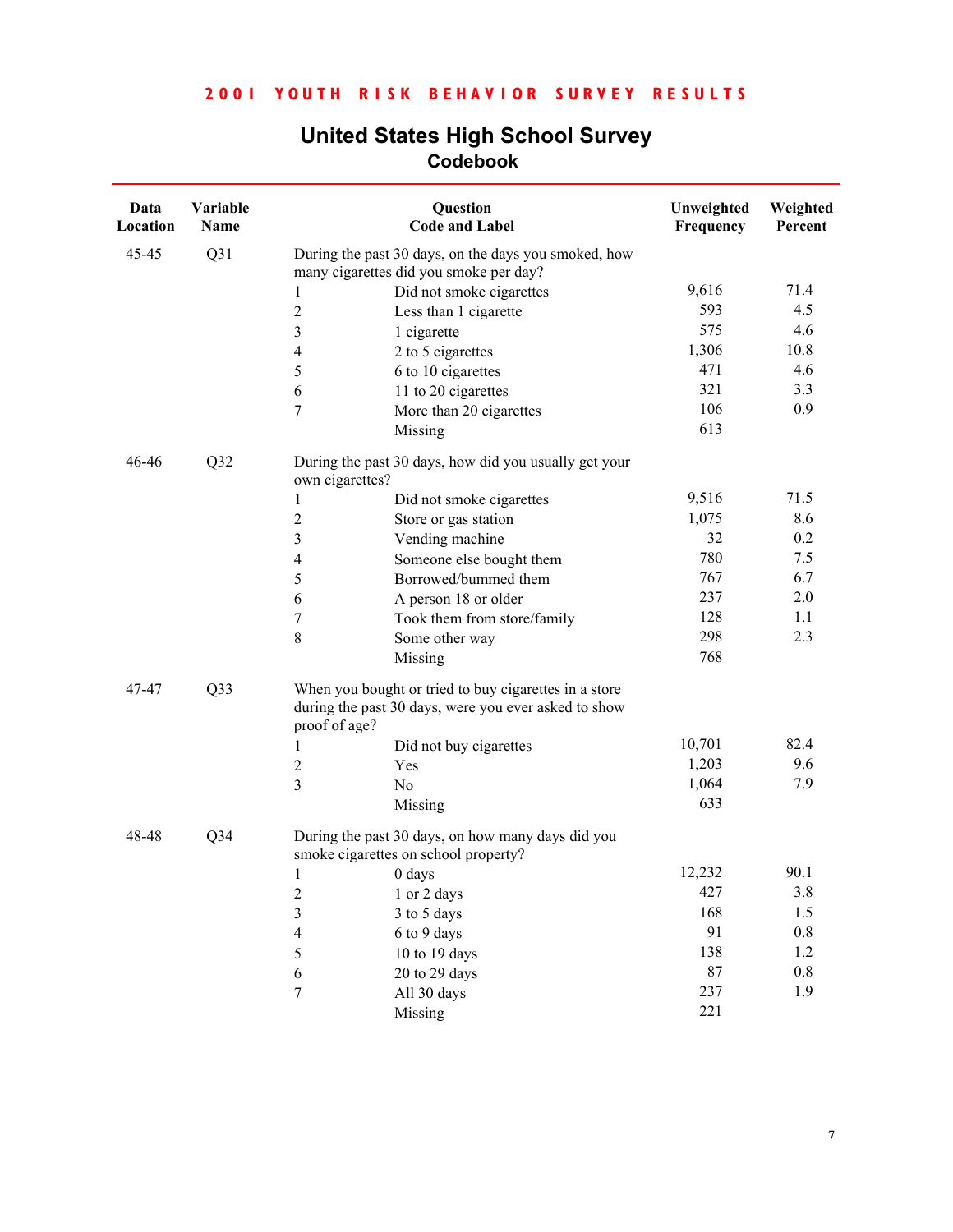2001 YOUTH RISK BEHAVIOR SURVEY RESULTS

# United States High School Survey
## Codebook

| Data Location | Variable Name | Question Code and Label | | Unweighted Frequency | Weighted Percent |
|---|---|---|---|---|---|
| 45-45 | Q31 | During the past 30 days, on the days you smoked, how many cigarettes did you smoke per day? | | | |
| | | 1 | Did not smoke cigarettes | 9,616 | 71.4 |
| | | 2 | Less than 1 cigarette | 593 | 4.5 |
| | | 3 | 1 cigarette | 575 | 4.6 |
| | | 4 | 2 to 5 cigarettes | 1,306 | 10.8 |
| | | 5 | 6 to 10 cigarettes | 471 | 4.6 |
| | | 6 | 11 to 20 cigarettes | 321 | 3.3 |
| | | 7 | More than 20 cigarettes | 106 | 0.9 |
| | | | Missing | 613 | |
| 46-46 | Q32 | During the past 30 days, how did you usually get your own cigarettes? | | | |
| | | 1 | Did not smoke cigarettes | 9,516 | 71.5 |
| | | 2 | Store or gas station | 1,075 | 8.6 |
| | | 3 | Vending machine | 32 | 0.2 |
| | | 4 | Someone else bought them | 780 | 7.5 |
| | | 5 | Borrowed/bummed them | 767 | 6.7 |
| | | 6 | A person 18 or older | 237 | 2.0 |
| | | 7 | Took them from store/family | 128 | 1.1 |
| | | 8 | Some other way | 298 | 2.3 |
| | | | Missing | 768 | |
| 47-47 | Q33 | When you bought or tried to buy cigarettes in a store during the past 30 days, were you ever asked to show proof of age? | | | |
| | | 1 | Did not buy cigarettes | 10,701 | 82.4 |
| | | 2 | Yes | 1,203 | 9.6 |
| | | 3 | No | 1,064 | 7.9 |
| | | | Missing | 633 | |
| 48-48 | Q34 | During the past 30 days, on how many days did you smoke cigarettes on school property? | | | |
| | | 1 | 0 days | 12,232 | 90.1 |
| | | 2 | 1 or 2 days | 427 | 3.8 |
| | | 3 | 3 to 5 days | 168 | 1.5 |
| | | 4 | 6 to 9 days | 91 | 0.8 |
| | | 5 | 10 to 19 days | 138 | 1.2 |
| | | 6 | 20 to 29 days | 87 | 0.8 |
| | | 7 | All 30 days | 237 | 1.9 |
| | | | Missing | 221 | |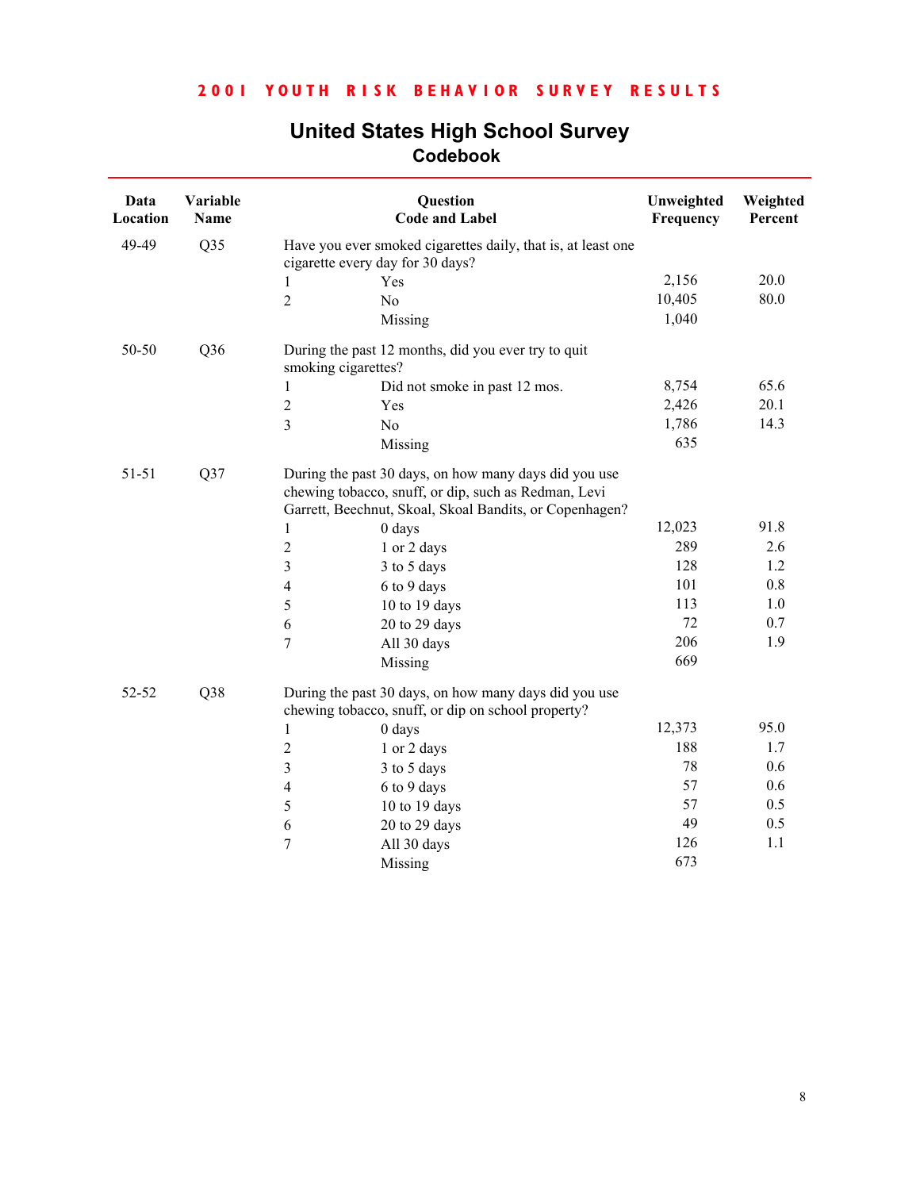## 2001 YOUTH RISK BEHAVIOR SURVEY RESULTS

# United States High School Survey
## Codebook

| Data Location | Variable Name | Question Code and Label | | Unweighted Frequency | Weighted Percent |
|---|---|---|---|---|---|
| 49-49 | Q35 | Have you ever smoked cigarettes daily, that is, at least one cigarette every day for 30 days? | | | |
| | | 1 | Yes | 2,156 | 20.0 |
| | | 2 | No | 10,405 | 80.0 |
| | | | Missing | 1,040 | |
| 50-50 | Q36 | During the past 12 months, did you ever try to quit smoking cigarettes? | | | |
| | | 1 | Did not smoke in past 12 mos. | 8,754 | 65.6 |
| | | 2 | Yes | 2,426 | 20.1 |
| | | 3 | No | 1,786 | 14.3 |
| | | | Missing | 635 | |
| 51-51 | Q37 | During the past 30 days, on how many days did you use chewing tobacco, snuff, or dip, such as Redman, Levi Garrett, Beechnut, Skoal, Skoal Bandits, or Copenhagen? | | | |
| | | 1 | 0 days | 12,023 | 91.8 |
| | | 2 | 1 or 2 days | 289 | 2.6 |
| | | 3 | 3 to 5 days | 128 | 1.2 |
| | | 4 | 6 to 9 days | 101 | 0.8 |
| | | 5 | 10 to 19 days | 113 | 1.0 |
| | | 6 | 20 to 29 days | 72 | 0.7 |
| | | 7 | All 30 days | 206 | 1.9 |
| | | | Missing | 669 | |
| 52-52 | Q38 | During the past 30 days, on how many days did you use chewing tobacco, snuff, or dip on school property? | | | |
| | | 1 | 0 days | 12,373 | 95.0 |
| | | 2 | 1 or 2 days | 188 | 1.7 |
| | | 3 | 3 to 5 days | 78 | 0.6 |
| | | 4 | 6 to 9 days | 57 | 0.6 |
| | | 5 | 10 to 19 days | 57 | 0.5 |
| | | 6 | 20 to 29 days | 49 | 0.5 |
| | | 7 | All 30 days | 126 | 1.1 |
| | | | Missing | 673 | |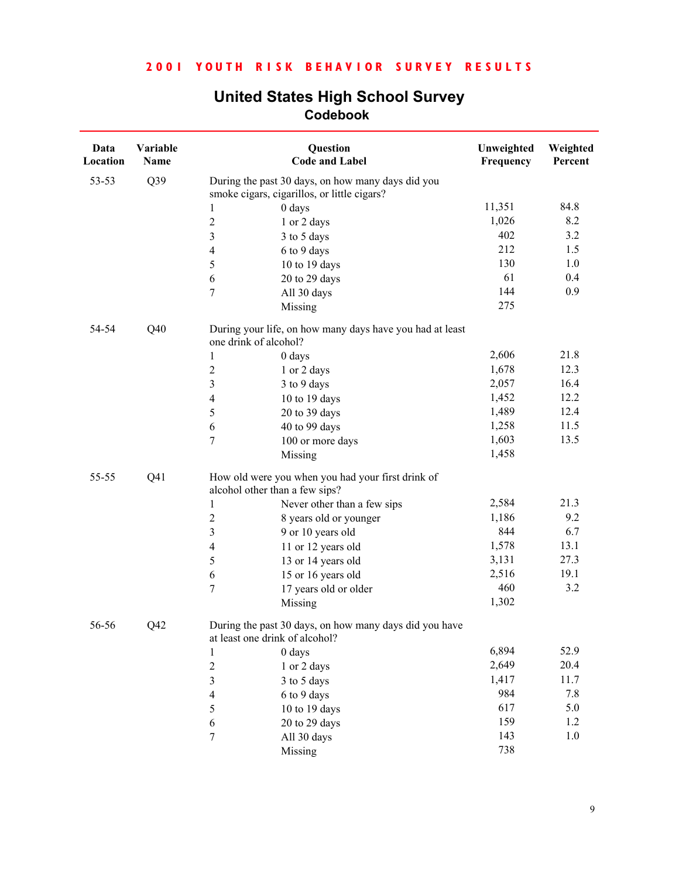**2001 YOUTH RISK BEHAVIOR SURVEY RESULTS**

# United States High School Survey
## Codebook

| Data Location | Variable Name | Question Code and Label | | Unweighted Frequency | Weighted Percent |
|---|---|---|---|---|---|
| 53-53 | Q39 | During the past 30 days, on how many days did you smoke cigars, cigarillos, or little cigars? | | | |
| | | 1 | 0 days | 11,351 | 84.8 |
| | | 2 | 1 or 2 days | 1,026 | 8.2 |
| | | 3 | 3 to 5 days | 402 | 3.2 |
| | | 4 | 6 to 9 days | 212 | 1.5 |
| | | 5 | 10 to 19 days | 130 | 1.0 |
| | | 6 | 20 to 29 days | 61 | 0.4 |
| | | 7 | All 30 days | 144 | 0.9 |
| | | | Missing | 275 | |
| 54-54 | Q40 | During your life, on how many days have you had at least one drink of alcohol? | | | |
| | | 1 | 0 days | 2,606 | 21.8 |
| | | 2 | 1 or 2 days | 1,678 | 12.3 |
| | | 3 | 3 to 9 days | 2,057 | 16.4 |
| | | 4 | 10 to 19 days | 1,452 | 12.2 |
| | | 5 | 20 to 39 days | 1,489 | 12.4 |
| | | 6 | 40 to 99 days | 1,258 | 11.5 |
| | | 7 | 100 or more days | 1,603 | 13.5 |
| | | | Missing | 1,458 | |
| 55-55 | Q41 | How old were you when you had your first drink of alcohol other than a few sips? | | | |
| | | 1 | Never other than a few sips | 2,584 | 21.3 |
| | | 2 | 8 years old or younger | 1,186 | 9.2 |
| | | 3 | 9 or 10 years old | 844 | 6.7 |
| | | 4 | 11 or 12 years old | 1,578 | 13.1 |
| | | 5 | 13 or 14 years old | 3,131 | 27.3 |
| | | 6 | 15 or 16 years old | 2,516 | 19.1 |
| | | 7 | 17 years old or older | 460 | 3.2 |
| | | | Missing | 1,302 | |
| 56-56 | Q42 | During the past 30 days, on how many days did you have at least one drink of alcohol? | | | |
| | | 1 | 0 days | 6,894 | 52.9 |
| | | 2 | 1 or 2 days | 2,649 | 20.4 |
| | | 3 | 3 to 5 days | 1,417 | 11.7 |
| | | 4 | 6 to 9 days | 984 | 7.8 |
| | | 5 | 10 to 19 days | 617 | 5.0 |
| | | 6 | 20 to 29 days | 159 | 1.2 |
| | | 7 | All 30 days | 143 | 1.0 |
| | | | Missing | 738 | |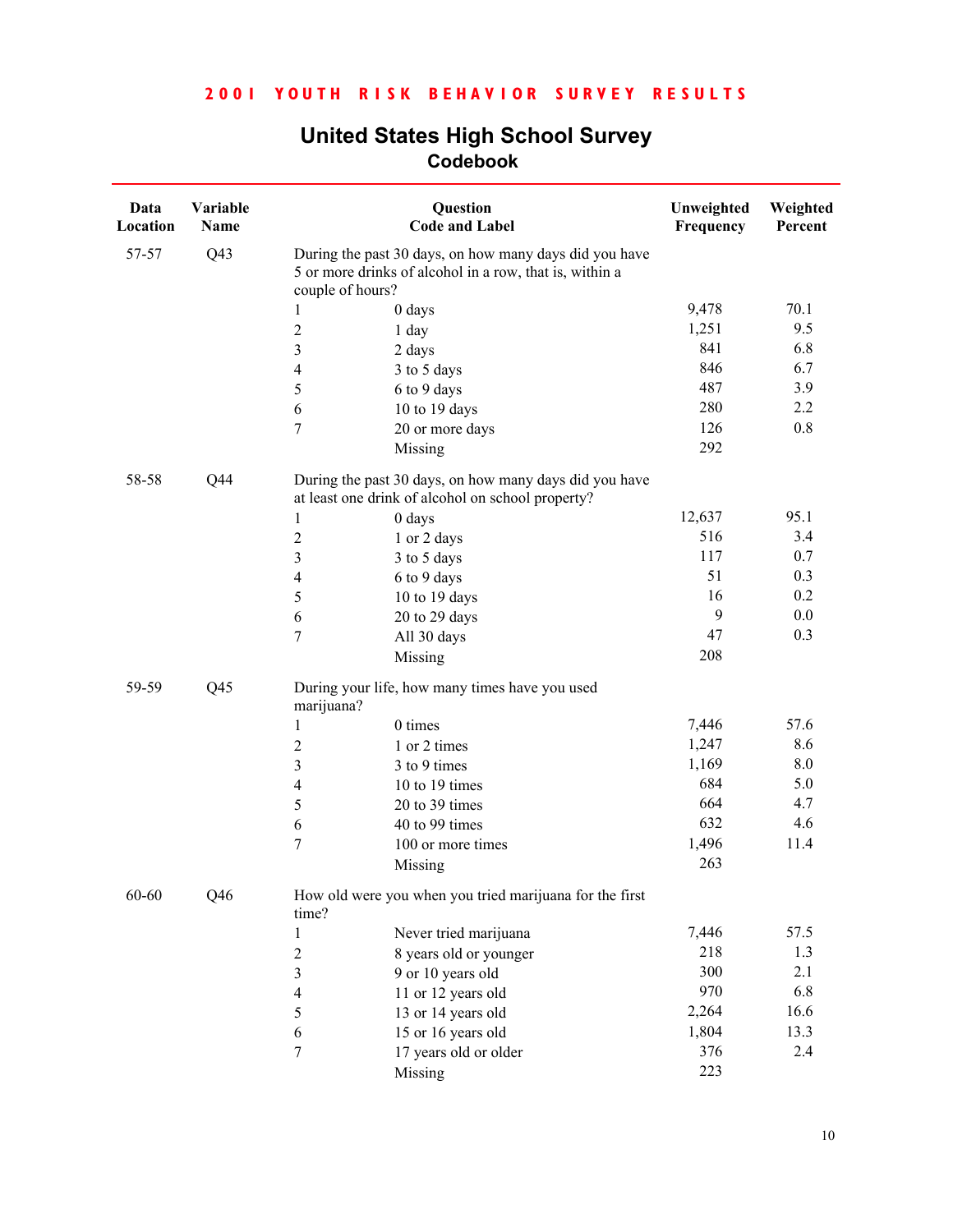## 2001 YOUTH RISK BEHAVIOR SURVEY RESULTS

# United States High School Survey
## Codebook

| Data Location | Variable Name | Question Code and Label | | Unweighted Frequency | Weighted Percent |
|---|---|---|---|---|---|
| 57-57 | Q43 | During the past 30 days, on how many days did you have 5 or more drinks of alcohol in a row, that is, within a couple of hours? | | | |
| | | 1 | 0 days | 9,478 | 70.1 |
| | | 2 | 1 day | 1,251 | 9.5 |
| | | 3 | 2 days | 841 | 6.8 |
| | | 4 | 3 to 5 days | 846 | 6.7 |
| | | 5 | 6 to 9 days | 487 | 3.9 |
| | | 6 | 10 to 19 days | 280 | 2.2 |
| | | 7 | 20 or more days | 126 | 0.8 |
| | | | Missing | 292 | |
| 58-58 | Q44 | During the past 30 days, on how many days did you have at least one drink of alcohol on school property? | | | |
| | | 1 | 0 days | 12,637 | 95.1 |
| | | 2 | 1 or 2 days | 516 | 3.4 |
| | | 3 | 3 to 5 days | 117 | 0.7 |
| | | 4 | 6 to 9 days | 51 | 0.3 |
| | | 5 | 10 to 19 days | 16 | 0.2 |
| | | 6 | 20 to 29 days | 9 | 0.0 |
| | | 7 | All 30 days | 47 | 0.3 |
| | | | Missing | 208 | |
| 59-59 | Q45 | During your life, how many times have you used marijuana? | | | |
| | | 1 | 0 times | 7,446 | 57.6 |
| | | 2 | 1 or 2 times | 1,247 | 8.6 |
| | | 3 | 3 to 9 times | 1,169 | 8.0 |
| | | 4 | 10 to 19 times | 684 | 5.0 |
| | | 5 | 20 to 39 times | 664 | 4.7 |
| | | 6 | 40 to 99 times | 632 | 4.6 |
| | | 7 | 100 or more times | 1,496 | 11.4 |
| | | | Missing | 263 | |
| 60-60 | Q46 | How old were you when you tried marijuana for the first time? | | | |
| | | 1 | Never tried marijuana | 7,446 | 57.5 |
| | | 2 | 8 years old or younger | 218 | 1.3 |
| | | 3 | 9 or 10 years old | 300 | 2.1 |
| | | 4 | 11 or 12 years old | 970 | 6.8 |
| | | 5 | 13 or 14 years old | 2,264 | 16.6 |
| | | 6 | 15 or 16 years old | 1,804 | 13.3 |
| | | 7 | 17 years old or older | 376 | 2.4 |
| | | | Missing | 223 | |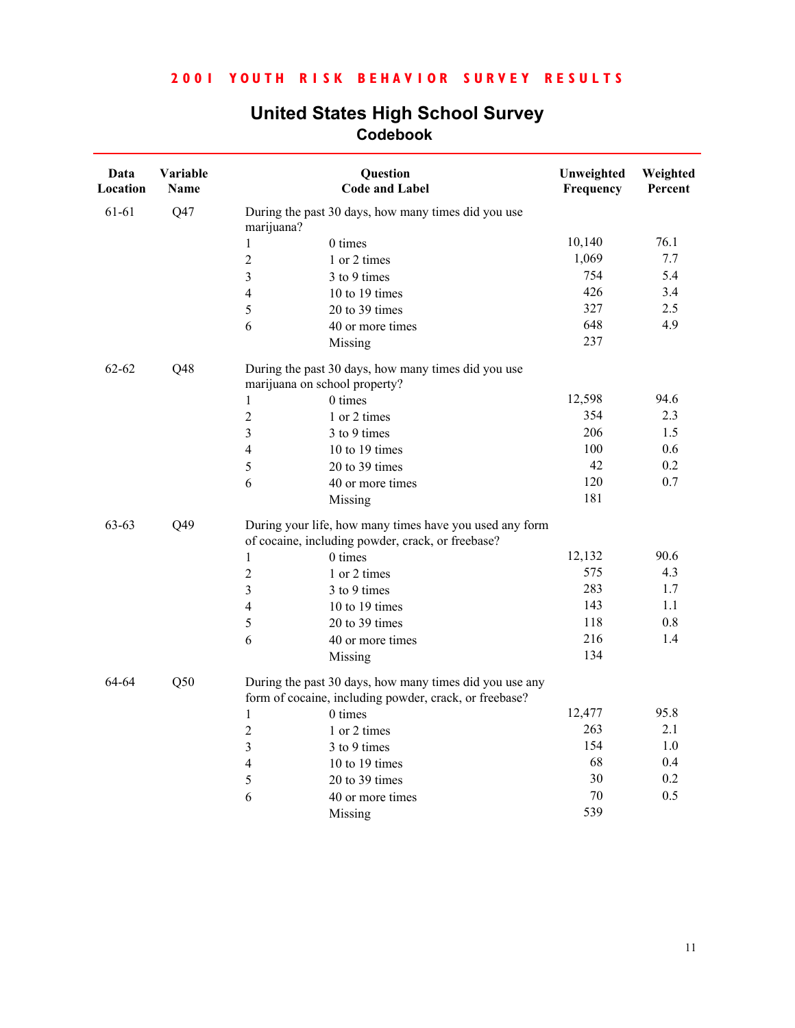**2001 YOUTH RISK BEHAVIOR SURVEY RESULTS**

## United States High School Survey
### Codebook

| Data Location | Variable Name | Question Code and Label | | Unweighted Frequency | Weighted Percent |
|---|---|---|---|---|---|
| 61-61 | Q47 | During the past 30 days, how many times did you use marijuana? | | | |
| | | 1 | 0 times | 10,140 | 76.1 |
| | | 2 | 1 or 2 times | 1,069 | 7.7 |
| | | 3 | 3 to 9 times | 754 | 5.4 |
| | | 4 | 10 to 19 times | 426 | 3.4 |
| | | 5 | 20 to 39 times | 327 | 2.5 |
| | | 6 | 40 or more times | 648 | 4.9 |
| | | | Missing | 237 | |
| 62-62 | Q48 | During the past 30 days, how many times did you use marijuana on school property? | | | |
| | | 1 | 0 times | 12,598 | 94.6 |
| | | 2 | 1 or 2 times | 354 | 2.3 |
| | | 3 | 3 to 9 times | 206 | 1.5 |
| | | 4 | 10 to 19 times | 100 | 0.6 |
| | | 5 | 20 to 39 times | 42 | 0.2 |
| | | 6 | 40 or more times | 120 | 0.7 |
| | | | Missing | 181 | |
| 63-63 | Q49 | During your life, how many times have you used any form of cocaine, including powder, crack, or freebase? | | | |
| | | 1 | 0 times | 12,132 | 90.6 |
| | | 2 | 1 or 2 times | 575 | 4.3 |
| | | 3 | 3 to 9 times | 283 | 1.7 |
| | | 4 | 10 to 19 times | 143 | 1.1 |
| | | 5 | 20 to 39 times | 118 | 0.8 |
| | | 6 | 40 or more times | 216 | 1.4 |
| | | | Missing | 134 | |
| 64-64 | Q50 | During the past 30 days, how many times did you use any form of cocaine, including powder, crack, or freebase? | | | |
| | | 1 | 0 times | 12,477 | 95.8 |
| | | 2 | 1 or 2 times | 263 | 2.1 |
| | | 3 | 3 to 9 times | 154 | 1.0 |
| | | 4 | 10 to 19 times | 68 | 0.4 |
| | | 5 | 20 to 39 times | 30 | 0.2 |
| | | 6 | 40 or more times | 70 | 0.5 |
| | | | Missing | 539 | |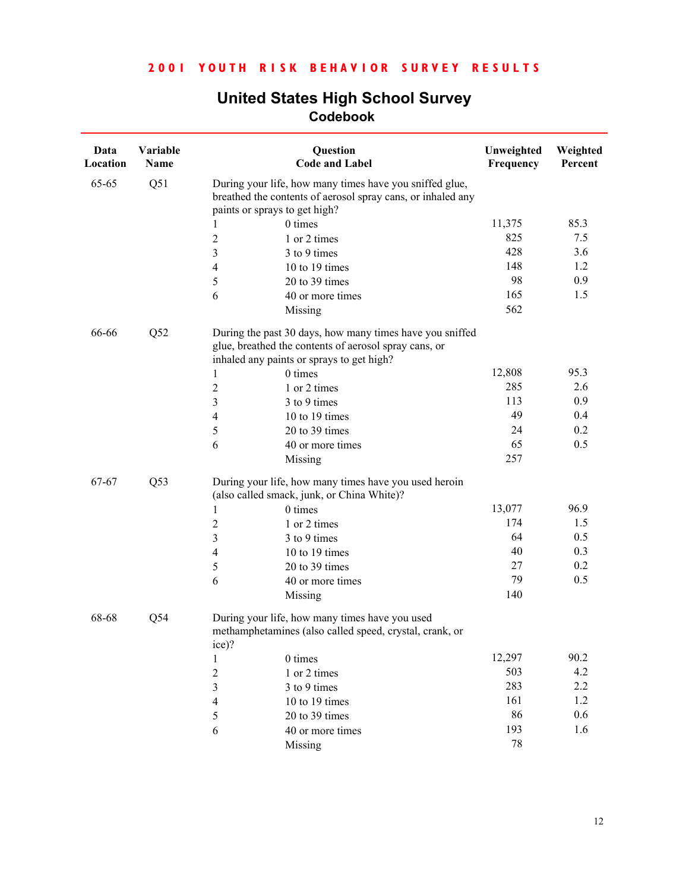**2001 YOUTH RISK BEHAVIOR SURVEY RESULTS**

# United States High School Survey

## Codebook

| Data Location | Variable Name | Question Code and Label | | Unweighted Frequency | Weighted Percent |
|---|---|---|---|---|---|
| 65-65 | Q51 | During your life, how many times have you sniffed glue, breathed the contents of aerosol spray cans, or inhaled any paints or sprays to get high? | | | |
| | | 1 | 0 times | 11,375 | 85.3 |
| | | 2 | 1 or 2 times | 825 | 7.5 |
| | | 3 | 3 to 9 times | 428 | 3.6 |
| | | 4 | 10 to 19 times | 148 | 1.2 |
| | | 5 | 20 to 39 times | 98 | 0.9 |
| | | 6 | 40 or more times | 165 | 1.5 |
| | | | Missing | 562 | |
| 66-66 | Q52 | During the past 30 days, how many times have you sniffed glue, breathed the contents of aerosol spray cans, or inhaled any paints or sprays to get high? | | | |
| | | 1 | 0 times | 12,808 | 95.3 |
| | | 2 | 1 or 2 times | 285 | 2.6 |
| | | 3 | 3 to 9 times | 113 | 0.9 |
| | | 4 | 10 to 19 times | 49 | 0.4 |
| | | 5 | 20 to 39 times | 24 | 0.2 |
| | | 6 | 40 or more times | 65 | 0.5 |
| | | | Missing | 257 | |
| 67-67 | Q53 | During your life, how many times have you used heroin (also called smack, junk, or China White)? | | | |
| | | 1 | 0 times | 13,077 | 96.9 |
| | | 2 | 1 or 2 times | 174 | 1.5 |
| | | 3 | 3 to 9 times | 64 | 0.5 |
| | | 4 | 10 to 19 times | 40 | 0.3 |
| | | 5 | 20 to 39 times | 27 | 0.2 |
| | | 6 | 40 or more times | 79 | 0.5 |
| | | | Missing | 140 | |
| 68-68 | Q54 | During your life, how many times have you used methamphetamines (also called speed, crystal, crank, or ice)? | | | |
| | | 1 | 0 times | 12,297 | 90.2 |
| | | 2 | 1 or 2 times | 503 | 4.2 |
| | | 3 | 3 to 9 times | 283 | 2.2 |
| | | 4 | 10 to 19 times | 161 | 1.2 |
| | | 5 | 20 to 39 times | 86 | 0.6 |
| | | 6 | 40 or more times | 193 | 1.6 |
| | | | Missing | 78 | |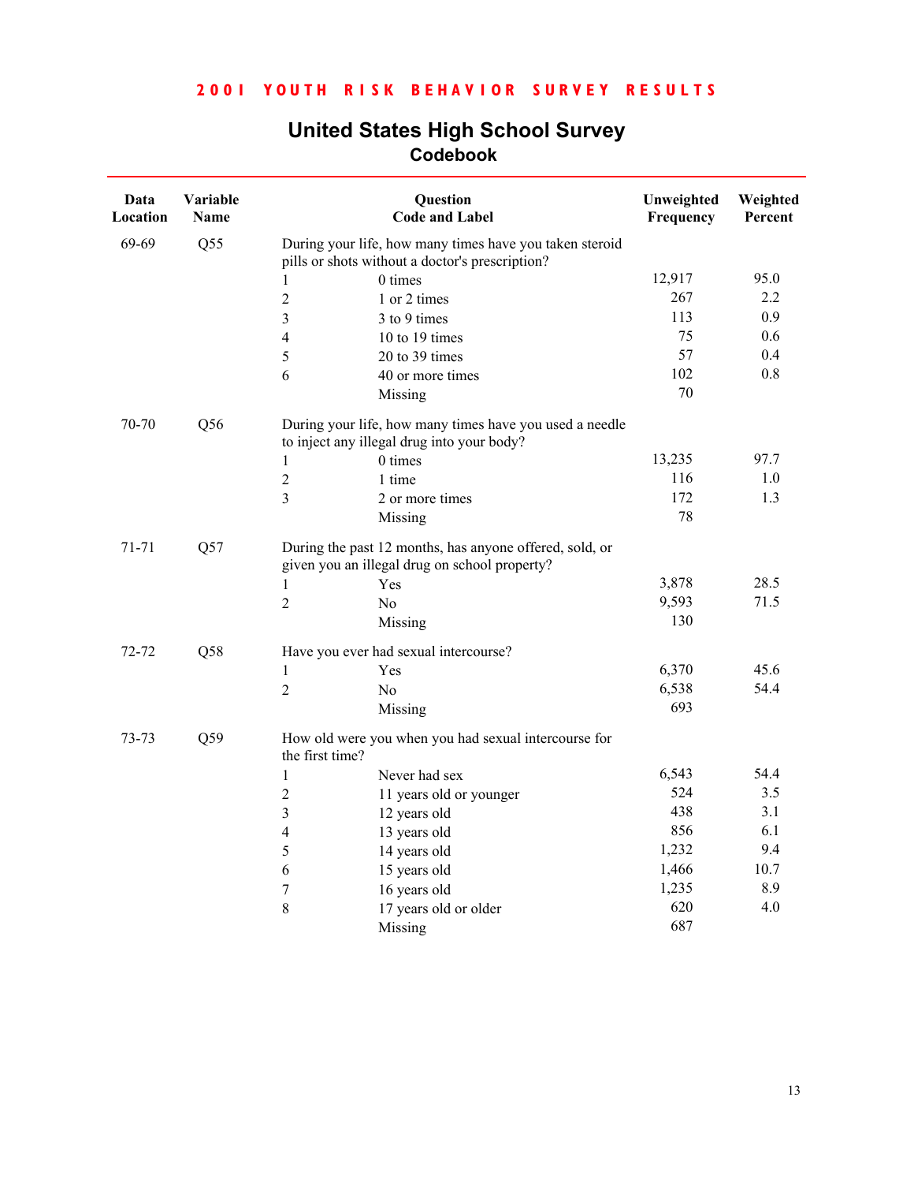**2001 YOUTH RISK BEHAVIOR SURVEY RESULTS**

# United States High School Survey
## Codebook

| Data Location | Variable Name | Question Code and Label | | Unweighted Frequency | Weighted Percent |
|---|---|---|---|---|---|
| 69-69 | Q55 | During your life, how many times have you taken steroid pills or shots without a doctor's prescription? | | | |
| | | 1 | 0 times | 12,917 | 95.0 |
| | | 2 | 1 or 2 times | 267 | 2.2 |
| | | 3 | 3 to 9 times | 113 | 0.9 |
| | | 4 | 10 to 19 times | 75 | 0.6 |
| | | 5 | 20 to 39 times | 57 | 0.4 |
| | | 6 | 40 or more times | 102 | 0.8 |
| | | | Missing | 70 | |
| 70-70 | Q56 | During your life, how many times have you used a needle to inject any illegal drug into your body? | | | |
| | | 1 | 0 times | 13,235 | 97.7 |
| | | 2 | 1 time | 116 | 1.0 |
| | | 3 | 2 or more times | 172 | 1.3 |
| | | | Missing | 78 | |
| 71-71 | Q57 | During the past 12 months, has anyone offered, sold, or given you an illegal drug on school property? | | | |
| | | 1 | Yes | 3,878 | 28.5 |
| | | 2 | No | 9,593 | 71.5 |
| | | | Missing | 130 | |
| 72-72 | Q58 | Have you ever had sexual intercourse? | | | |
| | | 1 | Yes | 6,370 | 45.6 |
| | | 2 | No | 6,538 | 54.4 |
| | | | Missing | 693 | |
| 73-73 | Q59 | How old were you when you had sexual intercourse for the first time? | | | |
| | | 1 | Never had sex | 6,543 | 54.4 |
| | | 2 | 11 years old or younger | 524 | 3.5 |
| | | 3 | 12 years old | 438 | 3.1 |
| | | 4 | 13 years old | 856 | 6.1 |
| | | 5 | 14 years old | 1,232 | 9.4 |
| | | 6 | 15 years old | 1,466 | 10.7 |
| | | 7 | 16 years old | 1,235 | 8.9 |
| | | 8 | 17 years old or older | 620 | 4.0 |
| | | | Missing | 687 | |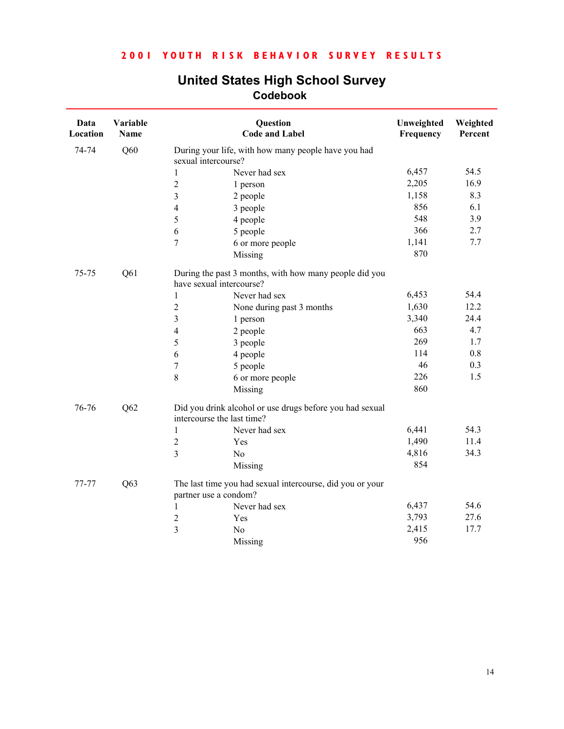**2001 YOUTH RISK BEHAVIOR SURVEY RESULTS**

## United States High School Survey
### Codebook

| Data Location | Variable Name | Question Code and Label | | Unweighted Frequency | Weighted Percent |
|---|---|---|---|---|---|
| 74-74 | Q60 | During your life, with how many people have you had sexual intercourse? | | | |
| | | 1 | Never had sex | 6,457 | 54.5 |
| | | 2 | 1 person | 2,205 | 16.9 |
| | | 3 | 2 people | 1,158 | 8.3 |
| | | 4 | 3 people | 856 | 6.1 |
| | | 5 | 4 people | 548 | 3.9 |
| | | 6 | 5 people | 366 | 2.7 |
| | | 7 | 6 or more people | 1,141 | 7.7 |
| | | | Missing | 870 | |
| 75-75 | Q61 | During the past 3 months, with how many people did you have sexual intercourse? | | | |
| | | 1 | Never had sex | 6,453 | 54.4 |
| | | 2 | None during past 3 months | 1,630 | 12.2 |
| | | 3 | 1 person | 3,340 | 24.4 |
| | | 4 | 2 people | 663 | 4.7 |
| | | 5 | 3 people | 269 | 1.7 |
| | | 6 | 4 people | 114 | 0.8 |
| | | 7 | 5 people | 46 | 0.3 |
| | | 8 | 6 or more people | 226 | 1.5 |
| | | | Missing | 860 | |
| 76-76 | Q62 | Did you drink alcohol or use drugs before you had sexual intercourse the last time? | | | |
| | | 1 | Never had sex | 6,441 | 54.3 |
| | | 2 | Yes | 1,490 | 11.4 |
| | | 3 | No | 4,816 | 34.3 |
| | | | Missing | 854 | |
| 77-77 | Q63 | The last time you had sexual intercourse, did you or your partner use a condom? | | | |
| | | 1 | Never had sex | 6,437 | 54.6 |
| | | 2 | Yes | 3,793 | 27.6 |
| | | 3 | No | 2,415 | 17.7 |
| | | | Missing | 956 | |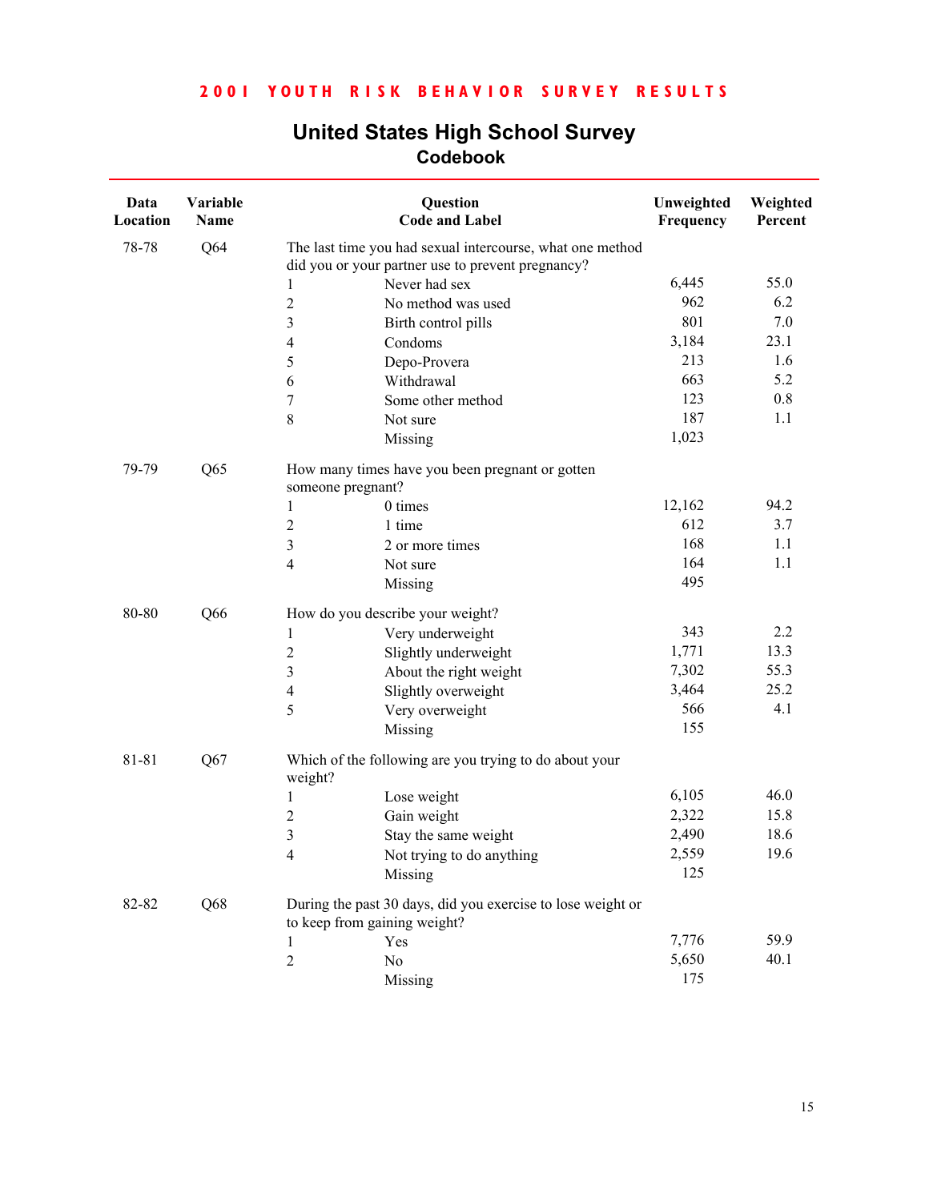2001 YOUTH RISK BEHAVIOR SURVEY RESULTS

# United States High School Survey
## Codebook

| Data Location | Variable Name | Question Code and Label | | Unweighted Frequency | Weighted Percent |
|---|---|---|---|---|---|
| 78-78 | Q64 | The last time you had sexual intercourse, what one method did you or your partner use to prevent pregnancy? | | | |
| | | 1 | Never had sex | 6,445 | 55.0 |
| | | 2 | No method was used | 962 | 6.2 |
| | | 3 | Birth control pills | 801 | 7.0 |
| | | 4 | Condoms | 3,184 | 23.1 |
| | | 5 | Depo-Provera | 213 | 1.6 |
| | | 6 | Withdrawal | 663 | 5.2 |
| | | 7 | Some other method | 123 | 0.8 |
| | | 8 | Not sure | 187 | 1.1 |
| | | | Missing | 1,023 | |
| 79-79 | Q65 | How many times have you been pregnant or gotten someone pregnant? | | | |
| | | 1 | 0 times | 12,162 | 94.2 |
| | | 2 | 1 time | 612 | 3.7 |
| | | 3 | 2 or more times | 168 | 1.1 |
| | | 4 | Not sure | 164 | 1.1 |
| | | | Missing | 495 | |
| 80-80 | Q66 | How do you describe your weight? | | | |
| | | 1 | Very underweight | 343 | 2.2 |
| | | 2 | Slightly underweight | 1,771 | 13.3 |
| | | 3 | About the right weight | 7,302 | 55.3 |
| | | 4 | Slightly overweight | 3,464 | 25.2 |
| | | 5 | Very overweight | 566 | 4.1 |
| | | | Missing | 155 | |
| 81-81 | Q67 | Which of the following are you trying to do about your weight? | | | |
| | | 1 | Lose weight | 6,105 | 46.0 |
| | | 2 | Gain weight | 2,322 | 15.8 |
| | | 3 | Stay the same weight | 2,490 | 18.6 |
| | | 4 | Not trying to do anything | 2,559 | 19.6 |
| | | | Missing | 125 | |
| 82-82 | Q68 | During the past 30 days, did you exercise to lose weight or to keep from gaining weight? | | | |
| | | 1 | Yes | 7,776 | 59.9 |
| | | 2 | No | 5,650 | 40.1 |
| | | | Missing | 175 | |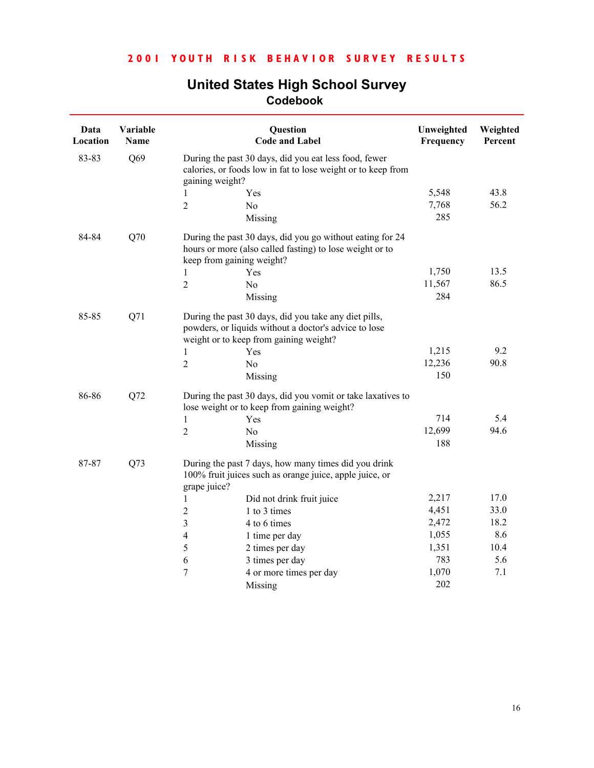**2001 YOUTH RISK BEHAVIOR SURVEY RESULTS**

# United States High School Survey
## Codebook

| Data Location | Variable Name | Question Code and Label | | Unweighted Frequency | Weighted Percent |
|---|---|---|---|---|---|
| 83-83 | Q69 | During the past 30 days, did you eat less food, fewer calories, or foods low in fat to lose weight or to keep from gaining weight? | | | |
| | | 1 | Yes | 5,548 | 43.8 |
| | | 2 | No | 7,768 | 56.2 |
| | | | Missing | 285 | |
| 84-84 | Q70 | During the past 30 days, did you go without eating for 24 hours or more (also called fasting) to lose weight or to keep from gaining weight? | | | |
| | | 1 | Yes | 1,750 | 13.5 |
| | | 2 | No | 11,567 | 86.5 |
| | | | Missing | 284 | |
| 85-85 | Q71 | During the past 30 days, did you take any diet pills, powders, or liquids without a doctor's advice to lose weight or to keep from gaining weight? | | | |
| | | 1 | Yes | 1,215 | 9.2 |
| | | 2 | No | 12,236 | 90.8 |
| | | | Missing | 150 | |
| 86-86 | Q72 | During the past 30 days, did you vomit or take laxatives to lose weight or to keep from gaining weight? | | | |
| | | 1 | Yes | 714 | 5.4 |
| | | 2 | No | 12,699 | 94.6 |
| | | | Missing | 188 | |
| 87-87 | Q73 | During the past 7 days, how many times did you drink 100% fruit juices such as orange juice, apple juice, or grape juice? | | | |
| | | 1 | Did not drink fruit juice | 2,217 | 17.0 |
| | | 2 | 1 to 3 times | 4,451 | 33.0 |
| | | 3 | 4 to 6 times | 2,472 | 18.2 |
| | | 4 | 1 time per day | 1,055 | 8.6 |
| | | 5 | 2 times per day | 1,351 | 10.4 |
| | | 6 | 3 times per day | 783 | 5.6 |
| | | 7 | 4 or more times per day | 1,070 | 7.1 |
| | | | Missing | 202 | |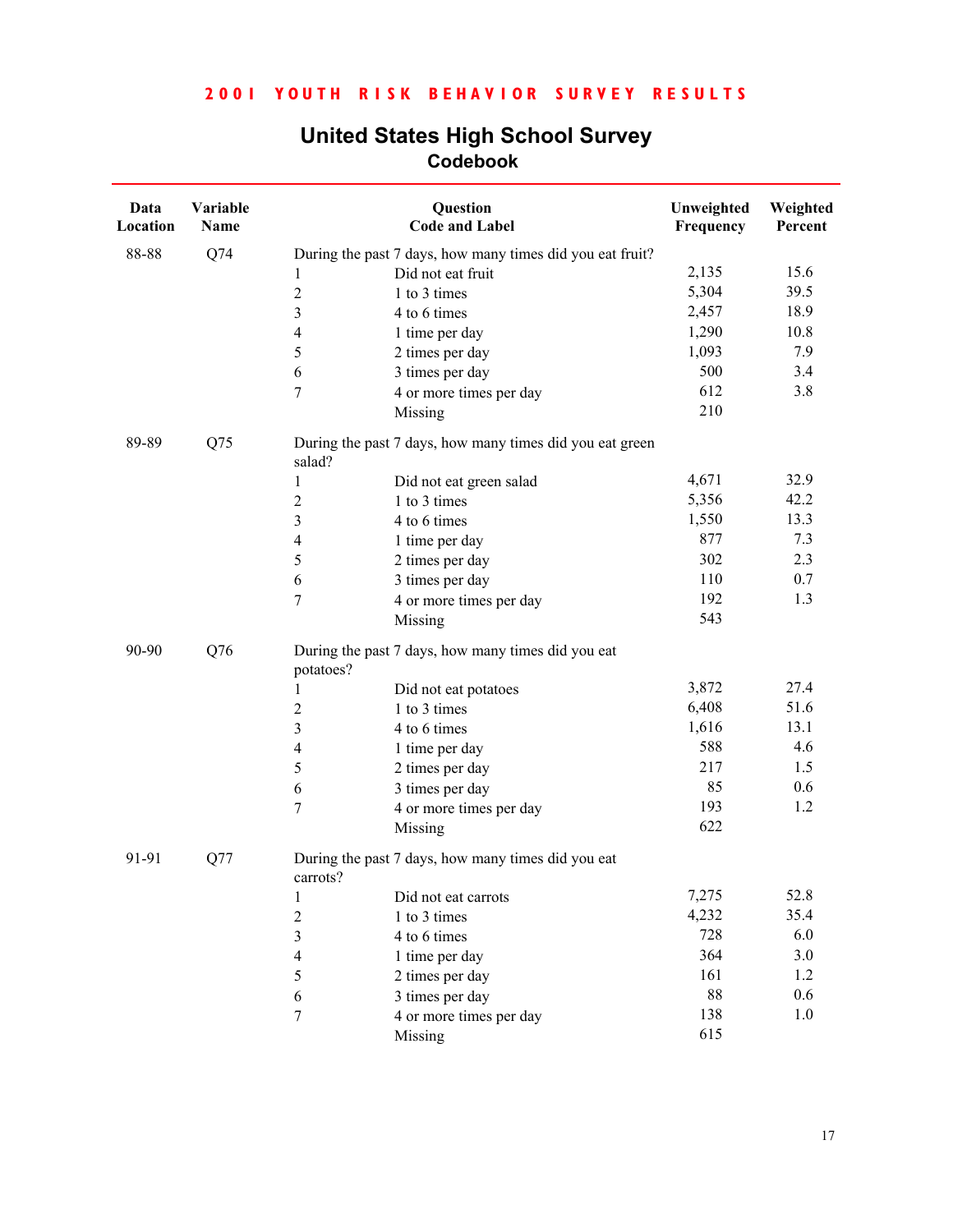**2001 YOUTH RISK BEHAVIOR SURVEY RESULTS**

# United States High School Survey
## Codebook

| Data Location | Variable Name | Question Code and Label | | Unweighted Frequency | Weighted Percent |
|---|---|---|---|---|---|
| 88-88 | Q74 | During the past 7 days, how many times did you eat fruit? | | | |
| | | 1 | Did not eat fruit | 2,135 | 15.6 |
| | | 2 | 1 to 3 times | 5,304 | 39.5 |
| | | 3 | 4 to 6 times | 2,457 | 18.9 |
| | | 4 | 1 time per day | 1,290 | 10.8 |
| | | 5 | 2 times per day | 1,093 | 7.9 |
| | | 6 | 3 times per day | 500 | 3.4 |
| | | 7 | 4 or more times per day | 612 | 3.8 |
| | | | Missing | 210 | |
| 89-89 | Q75 | During the past 7 days, how many times did you eat green salad? | | | |
| | | 1 | Did not eat green salad | 4,671 | 32.9 |
| | | 2 | 1 to 3 times | 5,356 | 42.2 |
| | | 3 | 4 to 6 times | 1,550 | 13.3 |
| | | 4 | 1 time per day | 877 | 7.3 |
| | | 5 | 2 times per day | 302 | 2.3 |
| | | 6 | 3 times per day | 110 | 0.7 |
| | | 7 | 4 or more times per day | 192 | 1.3 |
| | | | Missing | 543 | |
| 90-90 | Q76 | During the past 7 days, how many times did you eat potatoes? | | | |
| | | 1 | Did not eat potatoes | 3,872 | 27.4 |
| | | 2 | 1 to 3 times | 6,408 | 51.6 |
| | | 3 | 4 to 6 times | 1,616 | 13.1 |
| | | 4 | 1 time per day | 588 | 4.6 |
| | | 5 | 2 times per day | 217 | 1.5 |
| | | 6 | 3 times per day | 85 | 0.6 |
| | | 7 | 4 or more times per day | 193 | 1.2 |
| | | | Missing | 622 | |
| 91-91 | Q77 | During the past 7 days, how many times did you eat carrots? | | | |
| | | 1 | Did not eat carrots | 7,275 | 52.8 |
| | | 2 | 1 to 3 times | 4,232 | 35.4 |
| | | 3 | 4 to 6 times | 728 | 6.0 |
| | | 4 | 1 time per day | 364 | 3.0 |
| | | 5 | 2 times per day | 161 | 1.2 |
| | | 6 | 3 times per day | 88 | 0.6 |
| | | 7 | 4 or more times per day | 138 | 1.0 |
| | | | Missing | 615 | |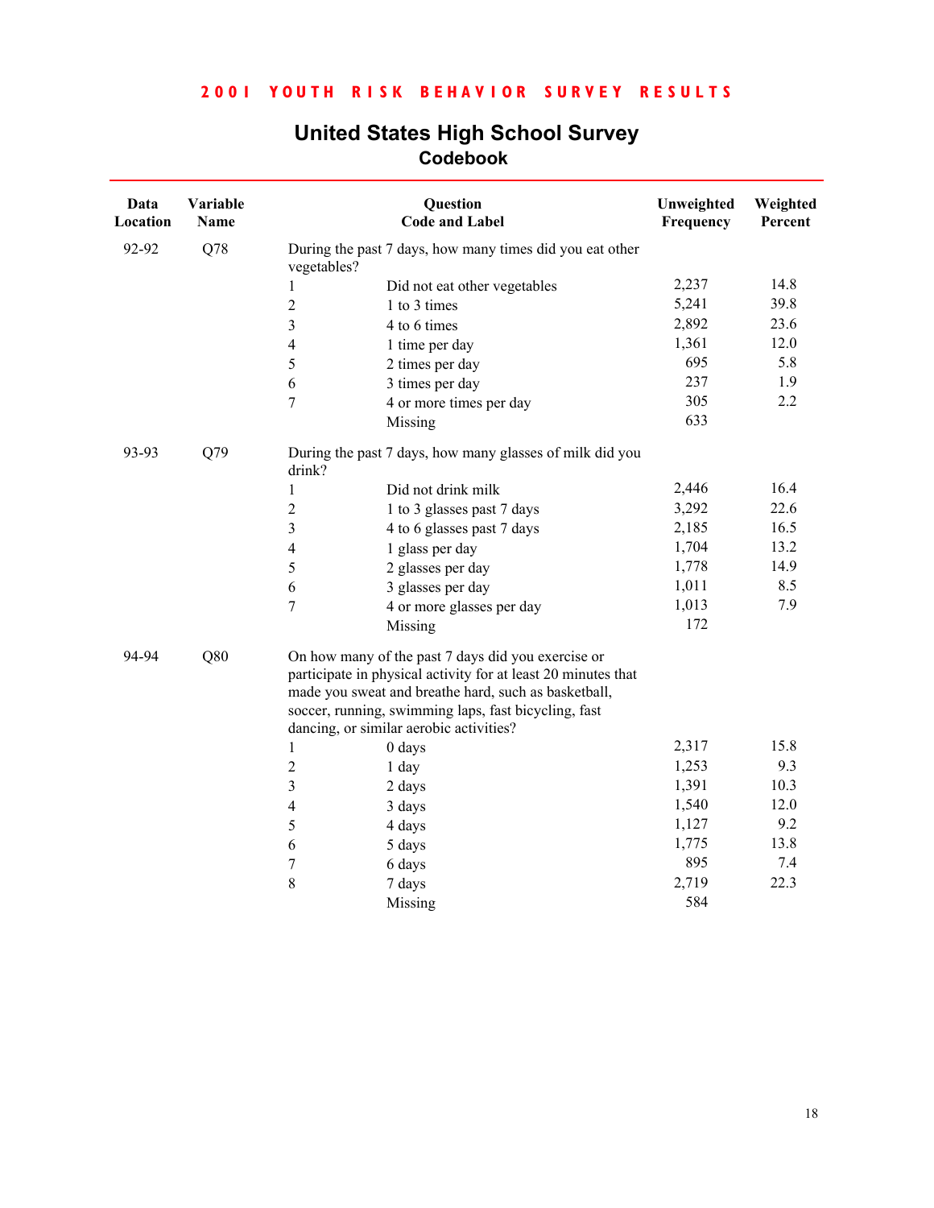**2001 YOUTH RISK BEHAVIOR SURVEY RESULTS**

# United States High School Survey
## Codebook

| Data Location | Variable Name | Question Code and Label | | Unweighted Frequency | Weighted Percent |
|---|---|---|---|---|---|
| 92-92 | Q78 | During the past 7 days, how many times did you eat other vegetables? | | | |
| | | 1 | Did not eat other vegetables | 2,237 | 14.8 |
| | | 2 | 1 to 3 times | 5,241 | 39.8 |
| | | 3 | 4 to 6 times | 2,892 | 23.6 |
| | | 4 | 1 time per day | 1,361 | 12.0 |
| | | 5 | 2 times per day | 695 | 5.8 |
| | | 6 | 3 times per day | 237 | 1.9 |
| | | 7 | 4 or more times per day | 305 | 2.2 |
| | | | Missing | 633 | |
| 93-93 | Q79 | During the past 7 days, how many glasses of milk did you drink? | | | |
| | | 1 | Did not drink milk | 2,446 | 16.4 |
| | | 2 | 1 to 3 glasses past 7 days | 3,292 | 22.6 |
| | | 3 | 4 to 6 glasses past 7 days | 2,185 | 16.5 |
| | | 4 | 1 glass per day | 1,704 | 13.2 |
| | | 5 | 2 glasses per day | 1,778 | 14.9 |
| | | 6 | 3 glasses per day | 1,011 | 8.5 |
| | | 7 | 4 or more glasses per day | 1,013 | 7.9 |
| | | | Missing | 172 | |
| 94-94 | Q80 | On how many of the past 7 days did you exercise or participate in physical activity for at least 20 minutes that made you sweat and breathe hard, such as basketball, soccer, running, swimming laps, fast bicycling, fast dancing, or similar aerobic activities? | | | |
| | | 1 | 0 days | 2,317 | 15.8 |
| | | 2 | 1 day | 1,253 | 9.3 |
| | | 3 | 2 days | 1,391 | 10.3 |
| | | 4 | 3 days | 1,540 | 12.0 |
| | | 5 | 4 days | 1,127 | 9.2 |
| | | 6 | 5 days | 1,775 | 13.8 |
| | | 7 | 6 days | 895 | 7.4 |
| | | 8 | 7 days | 2,719 | 22.3 |
| | | | Missing | 584 | |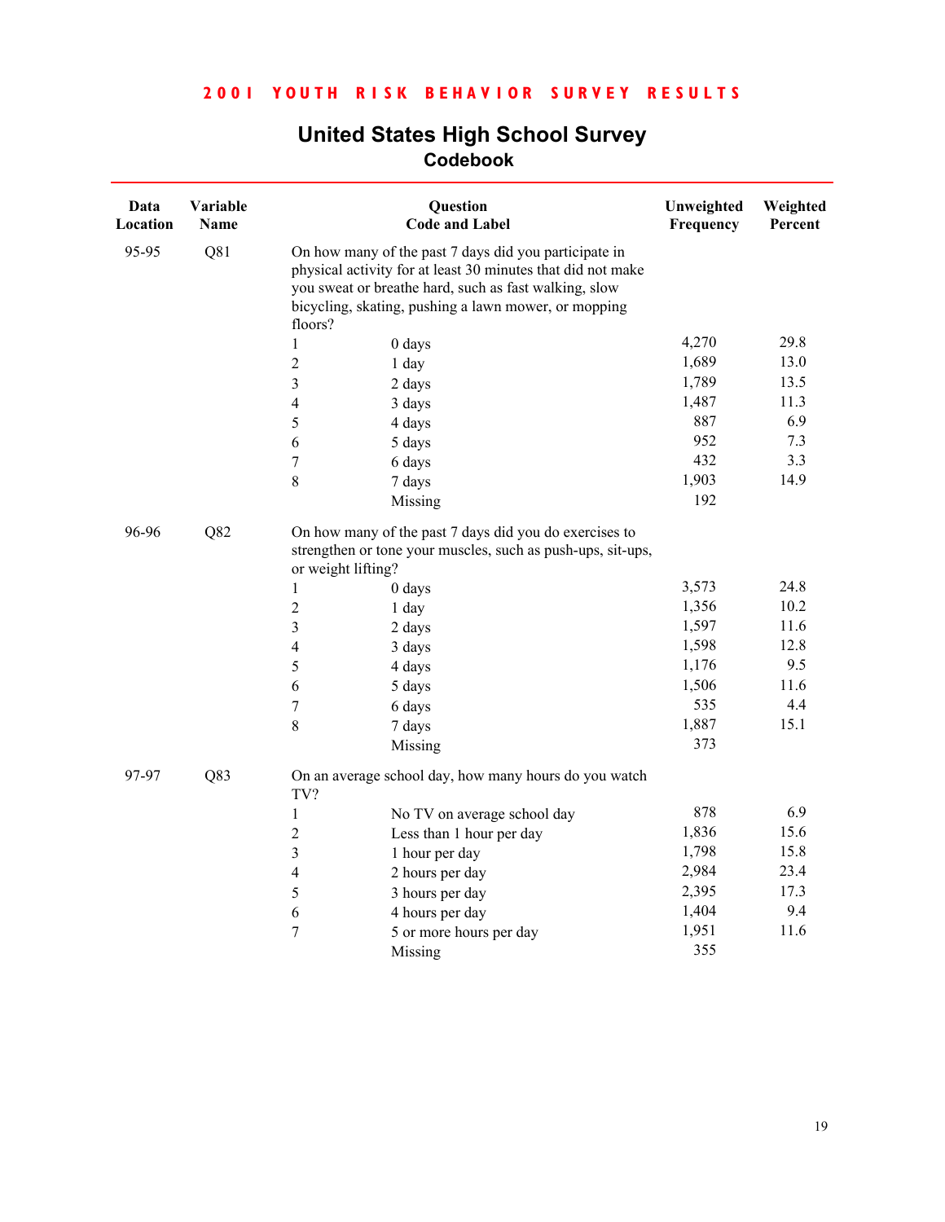## 2001 YOUTH RISK BEHAVIOR SURVEY RESULTS

# United States High School Survey

## Codebook

| Data Location | Variable Name | Question Code and Label | | Unweighted Frequency | Weighted Percent |
|---|---|---|---|---|---|
| 95-95 | Q81 | On how many of the past 7 days did you participate in physical activity for at least 30 minutes that did not make you sweat or breathe hard, such as fast walking, slow bicycling, skating, pushing a lawn mower, or mopping floors? | | | |
| | | 1 | 0 days | 4,270 | 29.8 |
| | | 2 | 1 day | 1,689 | 13.0 |
| | | 3 | 2 days | 1,789 | 13.5 |
| | | 4 | 3 days | 1,487 | 11.3 |
| | | 5 | 4 days | 887 | 6.9 |
| | | 6 | 5 days | 952 | 7.3 |
| | | 7 | 6 days | 432 | 3.3 |
| | | 8 | 7 days | 1,903 | 14.9 |
| | | | Missing | 192 | |
| 96-96 | Q82 | On how many of the past 7 days did you do exercises to strengthen or tone your muscles, such as push-ups, sit-ups, or weight lifting? | | | |
| | | 1 | 0 days | 3,573 | 24.8 |
| | | 2 | 1 day | 1,356 | 10.2 |
| | | 3 | 2 days | 1,597 | 11.6 |
| | | 4 | 3 days | 1,598 | 12.8 |
| | | 5 | 4 days | 1,176 | 9.5 |
| | | 6 | 5 days | 1,506 | 11.6 |
| | | 7 | 6 days | 535 | 4.4 |
| | | 8 | 7 days | 1,887 | 15.1 |
| | | | Missing | 373 | |
| 97-97 | Q83 | On an average school day, how many hours do you watch TV? | | | |
| | | 1 | No TV on average school day | 878 | 6.9 |
| | | 2 | Less than 1 hour per day | 1,836 | 15.6 |
| | | 3 | 1 hour per day | 1,798 | 15.8 |
| | | 4 | 2 hours per day | 2,984 | 23.4 |
| | | 5 | 3 hours per day | 2,395 | 17.3 |
| | | 6 | 4 hours per day | 1,404 | 9.4 |
| | | 7 | 5 or more hours per day | 1,951 | 11.6 |
| | | | Missing | 355 | |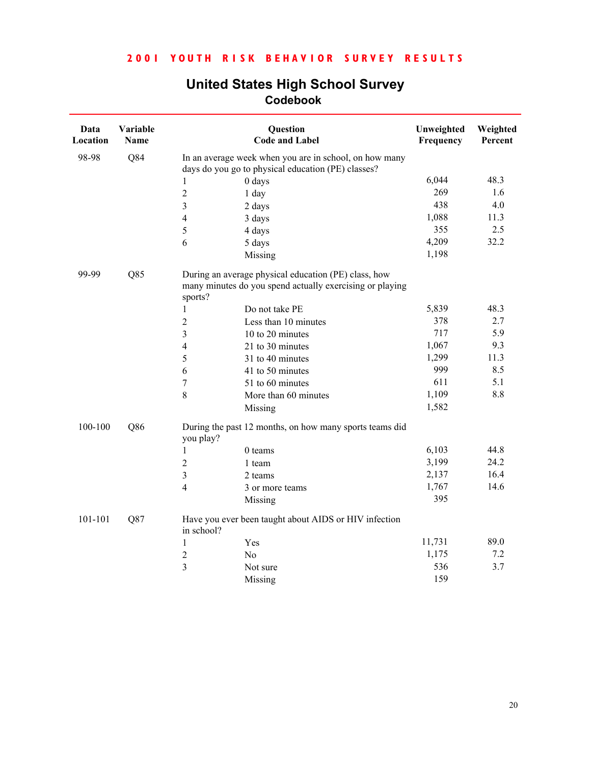# United States High School Survey

## Codebook

| Data Location | Variable Name | Question Code and Label | | Unweighted Frequency | Weighted Percent |
|---|---|---|---|---|---|
| 98-98 | Q84 | In an average week when you are in school, on how many days do you go to physical education (PE) classes? | | | |
| | | 1 | 0 days | 6,044 | 48.3 |
| | | 2 | 1 day | 269 | 1.6 |
| | | 3 | 2 days | 438 | 4.0 |
| | | 4 | 3 days | 1,088 | 11.3 |
| | | 5 | 4 days | 355 | 2.5 |
| | | 6 | 5 days | 4,209 | 32.2 |
| | | | Missing | 1,198 | |
| 99-99 | Q85 | During an average physical education (PE) class, how many minutes do you spend actually exercising or playing sports? | | | |
| | | 1 | Do not take PE | 5,839 | 48.3 |
| | | 2 | Less than 10 minutes | 378 | 2.7 |
| | | 3 | 10 to 20 minutes | 717 | 5.9 |
| | | 4 | 21 to 30 minutes | 1,067 | 9.3 |
| | | 5 | 31 to 40 minutes | 1,299 | 11.3 |
| | | 6 | 41 to 50 minutes | 999 | 8.5 |
| | | 7 | 51 to 60 minutes | 611 | 5.1 |
| | | 8 | More than 60 minutes | 1,109 | 8.8 |
| | | | Missing | 1,582 | |
| 100-100 | Q86 | During the past 12 months, on how many sports teams did you play? | | | |
| | | 1 | 0 teams | 6,103 | 44.8 |
| | | 2 | 1 team | 3,199 | 24.2 |
| | | 3 | 2 teams | 2,137 | 16.4 |
| | | 4 | 3 or more teams | 1,767 | 14.6 |
| | | | Missing | 395 | |
| 101-101 | Q87 | Have you ever been taught about AIDS or HIV infection in school? | | | |
| | | 1 | Yes | 11,731 | 89.0 |
| | | 2 | No | 1,175 | 7.2 |
| | | 3 | Not sure | 536 | 3.7 |
| | | | Missing | 159 | |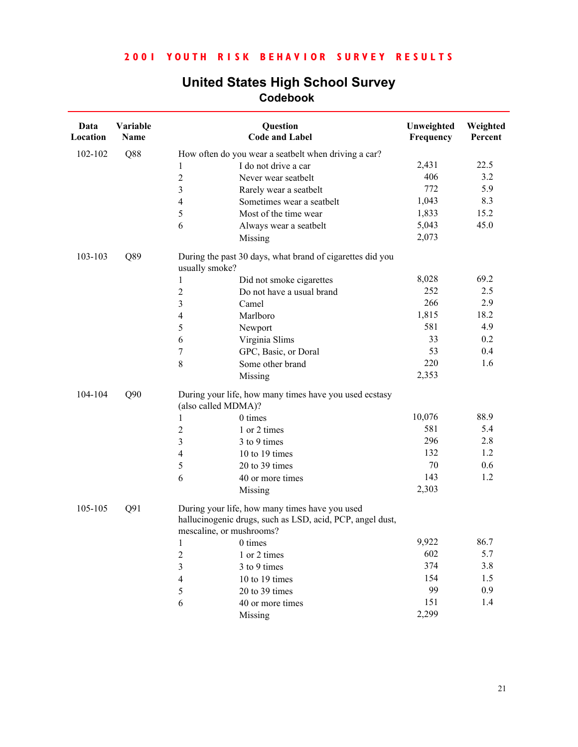**2001 YOUTH RISK BEHAVIOR SURVEY RESULTS**

# United States High School Survey
## Codebook

| Data Location | Variable Name | Question Code and Label | | Unweighted Frequency | Weighted Percent |
|---|---|---|---|---|---|
| 102-102 | Q88 | How often do you wear a seatbelt when driving a car? | | | |
| | | 1 | I do not drive a car | 2,431 | 22.5 |
| | | 2 | Never wear seatbelt | 406 | 3.2 |
| | | 3 | Rarely wear a seatbelt | 772 | 5.9 |
| | | 4 | Sometimes wear a seatbelt | 1,043 | 8.3 |
| | | 5 | Most of the time wear | 1,833 | 15.2 |
| | | 6 | Always wear a seatbelt | 5,043 | 45.0 |
| | | | Missing | 2,073 | |
| 103-103 | Q89 | During the past 30 days, what brand of cigarettes did you usually smoke? | | | |
| | | 1 | Did not smoke cigarettes | 8,028 | 69.2 |
| | | 2 | Do not have a usual brand | 252 | 2.5 |
| | | 3 | Camel | 266 | 2.9 |
| | | 4 | Marlboro | 1,815 | 18.2 |
| | | 5 | Newport | 581 | 4.9 |
| | | 6 | Virginia Slims | 33 | 0.2 |
| | | 7 | GPC, Basic, or Doral | 53 | 0.4 |
| | | 8 | Some other brand | 220 | 1.6 |
| | | | Missing | 2,353 | |
| 104-104 | Q90 | During your life, how many times have you used ecstasy (also called MDMA)? | | | |
| | | 1 | 0 times | 10,076 | 88.9 |
| | | 2 | 1 or 2 times | 581 | 5.4 |
| | | 3 | 3 to 9 times | 296 | 2.8 |
| | | 4 | 10 to 19 times | 132 | 1.2 |
| | | 5 | 20 to 39 times | 70 | 0.6 |
| | | 6 | 40 or more times | 143 | 1.2 |
| | | | Missing | 2,303 | |
| 105-105 | Q91 | During your life, how many times have you used hallucinogenic drugs, such as LSD, acid, PCP, angel dust, mescaline, or mushrooms? | | | |
| | | 1 | 0 times | 9,922 | 86.7 |
| | | 2 | 1 or 2 times | 602 | 5.7 |
| | | 3 | 3 to 9 times | 374 | 3.8 |
| | | 4 | 10 to 19 times | 154 | 1.5 |
| | | 5 | 20 to 39 times | 99 | 0.9 |
| | | 6 | 40 or more times | 151 | 1.4 |
| | | | Missing | 2,299 | |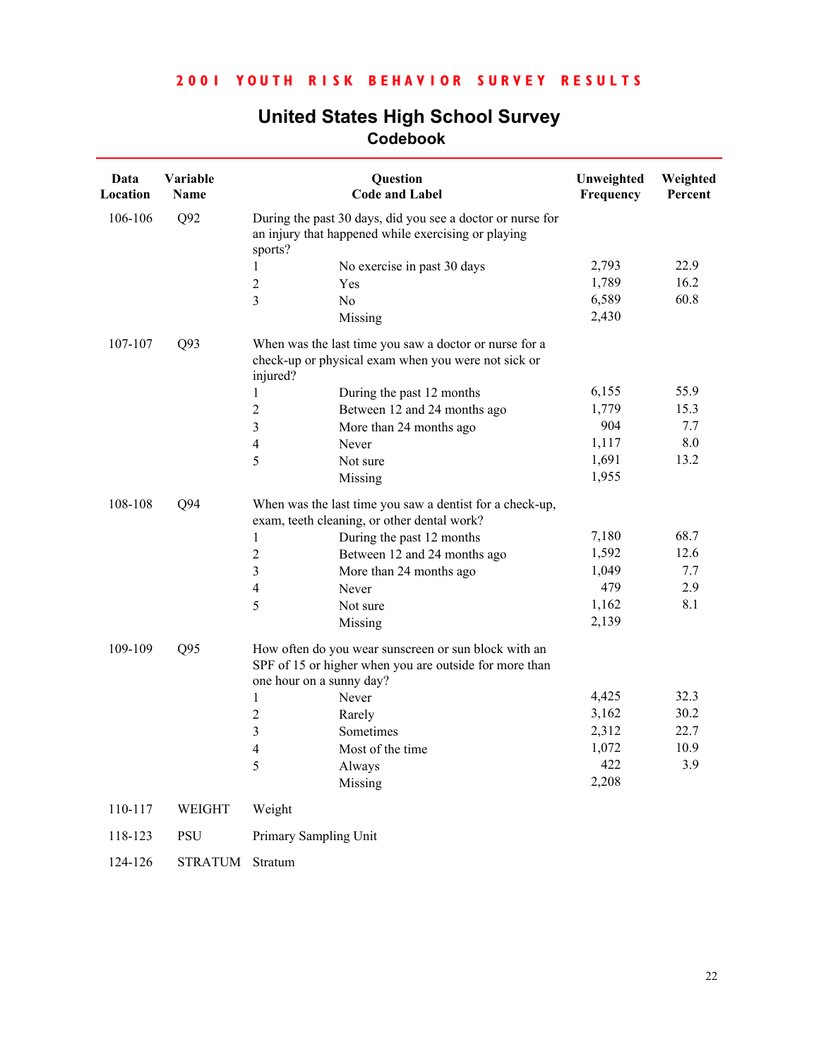## 2001 YOUTH RISK BEHAVIOR SURVEY RESULTS

# United States High School Survey
## Codebook

| Data Location | Variable Name | Question Code and Label | | Unweighted Frequency | Weighted Percent |
|---|---|---|---|---|---|
| 106-106 | Q92 | During the past 30 days, did you see a doctor or nurse for an injury that happened while exercising or playing sports? | | | |
| | | 1 | No exercise in past 30 days | 2,793 | 22.9 |
| | | 2 | Yes | 1,789 | 16.2 |
| | | 3 | No | 6,589 | 60.8 |
| | | | Missing | 2,430 | |
| 107-107 | Q93 | When was the last time you saw a doctor or nurse for a check-up or physical exam when you were not sick or injured? | | | |
| | | 1 | During the past 12 months | 6,155 | 55.9 |
| | | 2 | Between 12 and 24 months ago | 1,779 | 15.3 |
| | | 3 | More than 24 months ago | 904 | 7.7 |
| | | 4 | Never | 1,117 | 8.0 |
| | | 5 | Not sure | 1,691 | 13.2 |
| | | | Missing | 1,955 | |
| 108-108 | Q94 | When was the last time you saw a dentist for a check-up, exam, teeth cleaning, or other dental work? | | | |
| | | 1 | During the past 12 months | 7,180 | 68.7 |
| | | 2 | Between 12 and 24 months ago | 1,592 | 12.6 |
| | | 3 | More than 24 months ago | 1,049 | 7.7 |
| | | 4 | Never | 479 | 2.9 |
| | | 5 | Not sure | 1,162 | 8.1 |
| | | | Missing | 2,139 | |
| 109-109 | Q95 | How often do you wear sunscreen or sun block with an SPF of 15 or higher when you are outside for more than one hour on a sunny day? | | | |
| | | 1 | Never | 4,425 | 32.3 |
| | | 2 | Rarely | 3,162 | 30.2 |
| | | 3 | Sometimes | 2,312 | 22.7 |
| | | 4 | Most of the time | 1,072 | 10.9 |
| | | 5 | Always | 422 | 3.9 |
| | | | Missing | 2,208 | |
| 110-117 | WEIGHT | Weight | | | |
| 118-123 | PSU | Primary Sampling Unit | | | |
| 124-126 | STRATUM | Stratum | | | |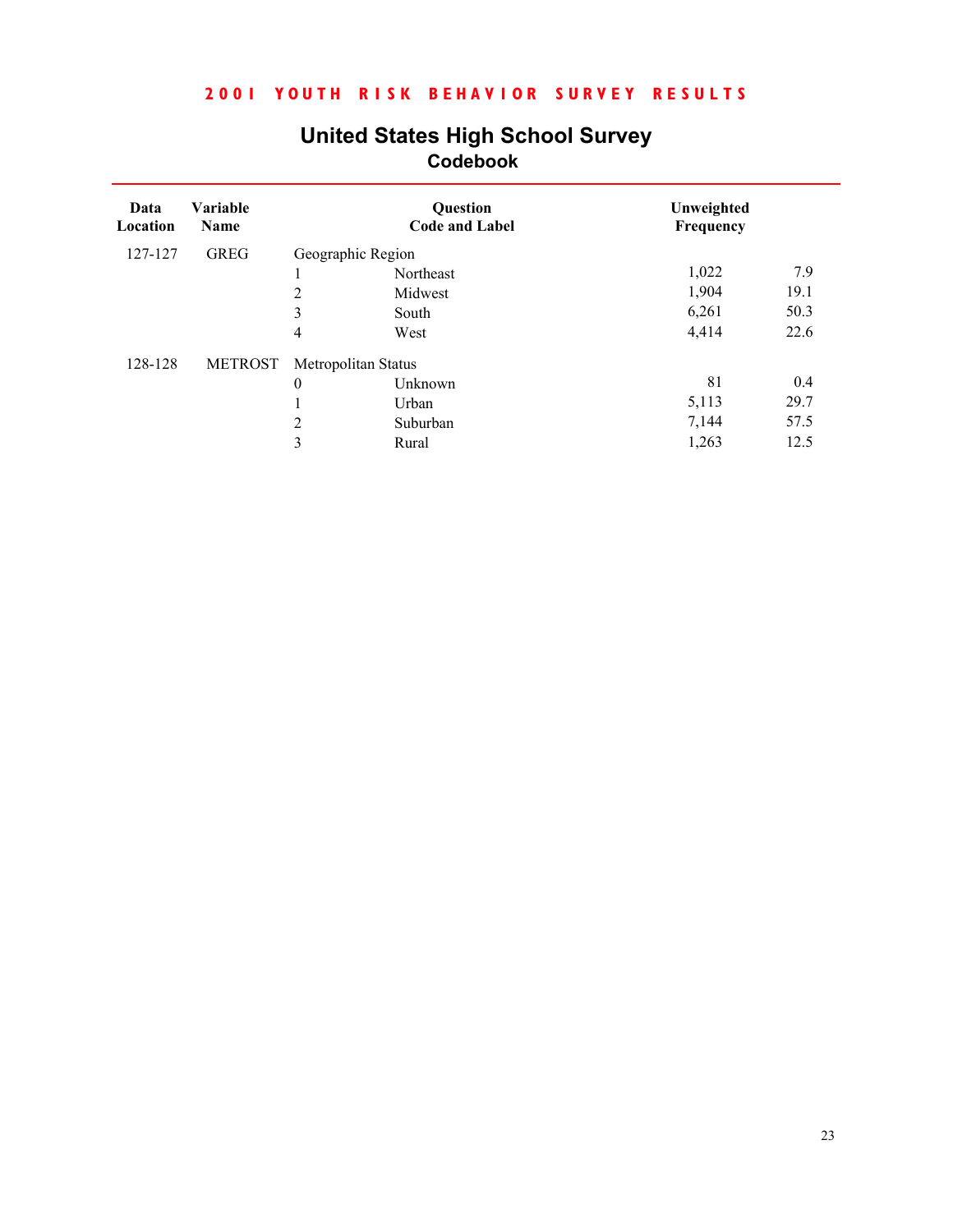# United States High School Survey

## Codebook

| Data Location | Variable Name | Question Code and Label | | Unweighted Frequency | |
|---|---|---|---|---|---|
| 127-127 | GREG | Geographic Region | | | |
| | | 1 | Northeast | 1,022 | 7.9 |
| | | 2 | Midwest | 1,904 | 19.1 |
| | | 3 | South | 6,261 | 50.3 |
| | | 4 | West | 4,414 | 22.6 |
| 128-128 | METROST | Metropolitan Status | | | |
| | | 0 | Unknown | 81 | 0.4 |
| | | 1 | Urban | 5,113 | 29.7 |
| | | 2 | Suburban | 7,144 | 57.5 |
| | | 3 | Rural | 1,263 | 12.5 |